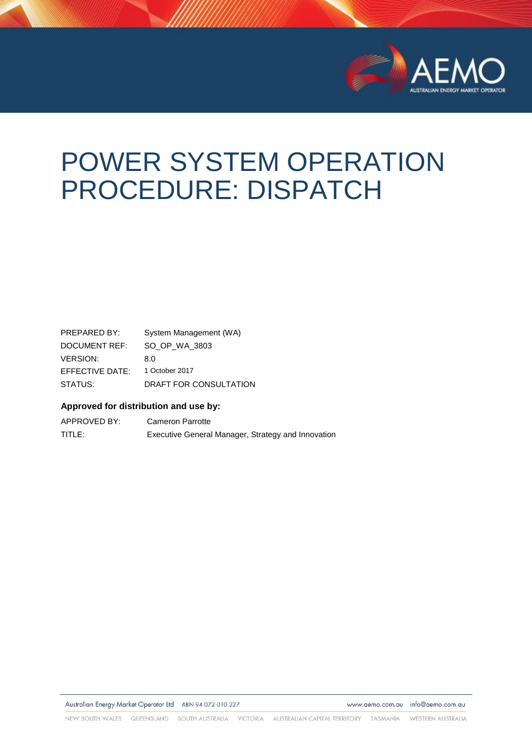# POWER SYSTEM OPERATION PROCEDURE: DISPATCH

| | |
|---|---|
| PREPARED BY: | System Management (WA) |
| DOCUMENT REF: | SO_OP_WA_3803 |
| VERSION: | 8.0 |
| EFFECTIVE DATE: | 1 October 2017 |
| STATUS: | DRAFT FOR CONSULTATION |

**Approved for distribution and use by:**

| | |
|---|---|
| APPROVED BY: | Cameron Parrotte |
| TITLE: | Executive General Manager, Strategy and Innovation |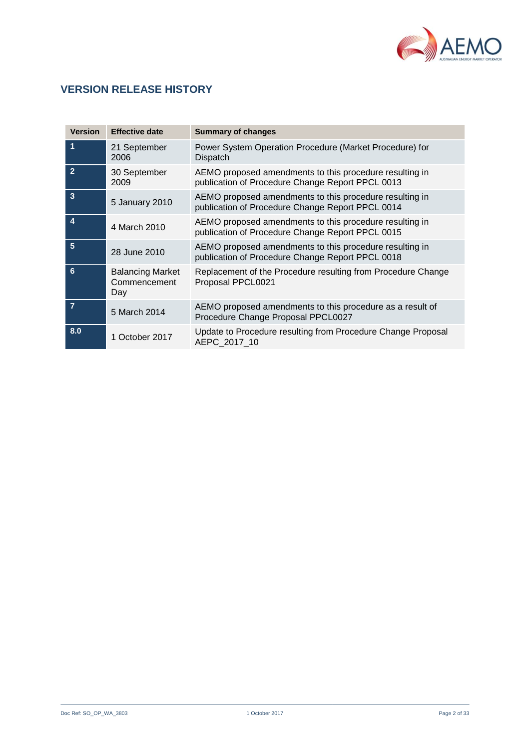## VERSION RELEASE HISTORY

| Version | Effective date | Summary of changes |
|---|---|---|
| 1 | 21 September 2006 | Power System Operation Procedure (Market Procedure) for Dispatch |
| 2 | 30 September 2009 | AEMO proposed amendments to this procedure resulting in publication of Procedure Change Report PPCL 0013 |
| 3 | 5 January 2010 | AEMO proposed amendments to this procedure resulting in publication of Procedure Change Report PPCL 0014 |
| 4 | 4 March 2010 | AEMO proposed amendments to this procedure resulting in publication of Procedure Change Report PPCL 0015 |
| 5 | 28 June 2010 | AEMO proposed amendments to this procedure resulting in publication of Procedure Change Report PPCL 0018 |
| 6 | Balancing Market Commencement Day | Replacement of the Procedure resulting from Procedure Change Proposal PPCL0021 |
| 7 | 5 March 2014 | AEMO proposed amendments to this procedure as a result of Procedure Change Proposal PPCL0027 |
| 8.0 | 1 October 2017 | Update to Procedure resulting from Procedure Change Proposal AEPC_2017_10 |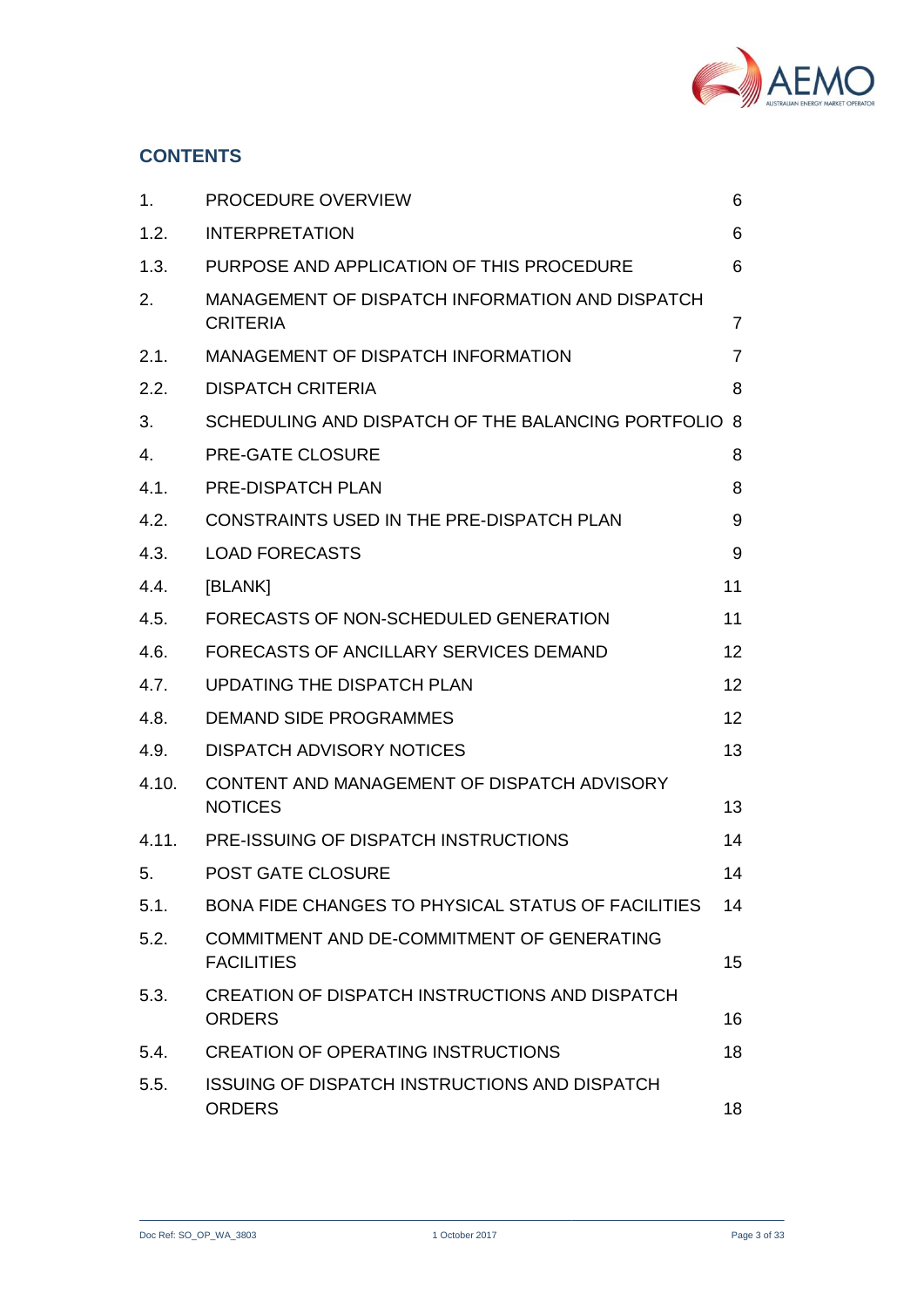## CONTENTS

| | | |
|---|---|---|
| 1. | PROCEDURE OVERVIEW | 6 |
| 1.2. | INTERPRETATION | 6 |
| 1.3. | PURPOSE AND APPLICATION OF THIS PROCEDURE | 6 |
| 2. | MANAGEMENT OF DISPATCH INFORMATION AND DISPATCH CRITERIA | 7 |
| 2.1. | MANAGEMENT OF DISPATCH INFORMATION | 7 |
| 2.2. | DISPATCH CRITERIA | 8 |
| 3. | SCHEDULING AND DISPATCH OF THE BALANCING PORTFOLIO | 8 |
| 4. | PRE-GATE CLOSURE | 8 |
| 4.1. | PRE-DISPATCH PLAN | 8 |
| 4.2. | CONSTRAINTS USED IN THE PRE-DISPATCH PLAN | 9 |
| 4.3. | LOAD FORECASTS | 9 |
| 4.4. | [BLANK] | 11 |
| 4.5. | FORECASTS OF NON-SCHEDULED GENERATION | 11 |
| 4.6. | FORECASTS OF ANCILLARY SERVICES DEMAND | 12 |
| 4.7. | UPDATING THE DISPATCH PLAN | 12 |
| 4.8. | DEMAND SIDE PROGRAMMES | 12 |
| 4.9. | DISPATCH ADVISORY NOTICES | 13 |
| 4.10. | CONTENT AND MANAGEMENT OF DISPATCH ADVISORY NOTICES | 13 |
| 4.11. | PRE-ISSUING OF DISPATCH INSTRUCTIONS | 14 |
| 5. | POST GATE CLOSURE | 14 |
| 5.1. | BONA FIDE CHANGES TO PHYSICAL STATUS OF FACILITIES | 14 |
| 5.2. | COMMITMENT AND DE-COMMITMENT OF GENERATING FACILITIES | 15 |
| 5.3. | CREATION OF DISPATCH INSTRUCTIONS AND DISPATCH ORDERS | 16 |
| 5.4. | CREATION OF OPERATING INSTRUCTIONS | 18 |
| 5.5. | ISSUING OF DISPATCH INSTRUCTIONS AND DISPATCH ORDERS | 18 |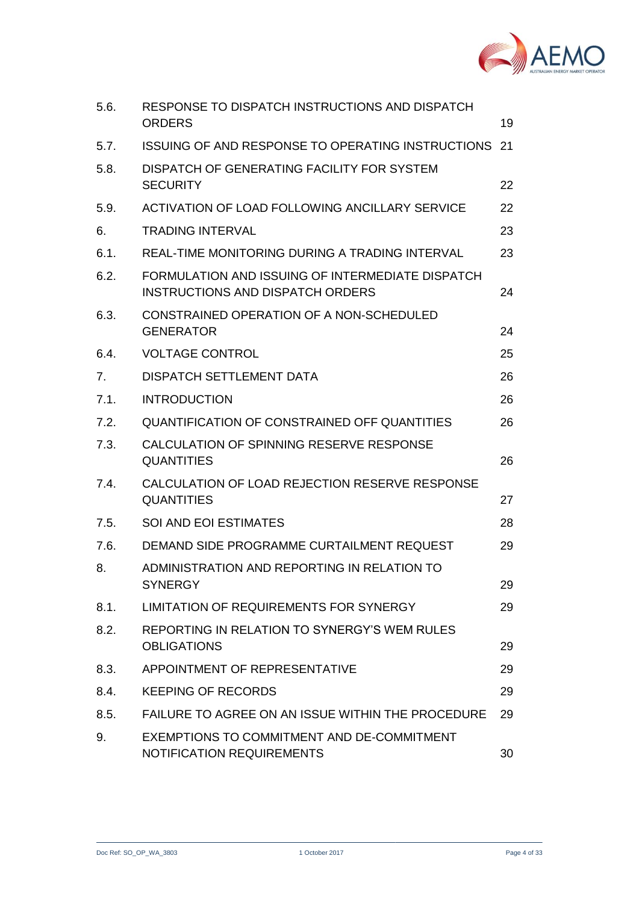| | | |
|---|---|---|
| 5.6. | RESPONSE TO DISPATCH INSTRUCTIONS AND DISPATCH ORDERS | 19 |
| 5.7. | ISSUING OF AND RESPONSE TO OPERATING INSTRUCTIONS | 21 |
| 5.8. | DISPATCH OF GENERATING FACILITY FOR SYSTEM SECURITY | 22 |
| 5.9. | ACTIVATION OF LOAD FOLLOWING ANCILLARY SERVICE | 22 |
| 6. | TRADING INTERVAL | 23 |
| 6.1. | REAL-TIME MONITORING DURING A TRADING INTERVAL | 23 |
| 6.2. | FORMULATION AND ISSUING OF INTERMEDIATE DISPATCH INSTRUCTIONS AND DISPATCH ORDERS | 24 |
| 6.3. | CONSTRAINED OPERATION OF A NON-SCHEDULED GENERATOR | 24 |
| 6.4. | VOLTAGE CONTROL | 25 |
| 7. | DISPATCH SETTLEMENT DATA | 26 |
| 7.1. | INTRODUCTION | 26 |
| 7.2. | QUANTIFICATION OF CONSTRAINED OFF QUANTITIES | 26 |
| 7.3. | CALCULATION OF SPINNING RESERVE RESPONSE QUANTITIES | 26 |
| 7.4. | CALCULATION OF LOAD REJECTION RESERVE RESPONSE QUANTITIES | 27 |
| 7.5. | SOI AND EOI ESTIMATES | 28 |
| 7.6. | DEMAND SIDE PROGRAMME CURTAILMENT REQUEST | 29 |
| 8. | ADMINISTRATION AND REPORTING IN RELATION TO SYNERGY | 29 |
| 8.1. | LIMITATION OF REQUIREMENTS FOR SYNERGY | 29 |
| 8.2. | REPORTING IN RELATION TO SYNERGY'S WEM RULES OBLIGATIONS | 29 |
| 8.3. | APPOINTMENT OF REPRESENTATIVE | 29 |
| 8.4. | KEEPING OF RECORDS | 29 |
| 8.5. | FAILURE TO AGREE ON AN ISSUE WITHIN THE PROCEDURE | 29 |
| 9. | EXEMPTIONS TO COMMITMENT AND DE-COMMITMENT NOTIFICATION REQUIREMENTS | 30 |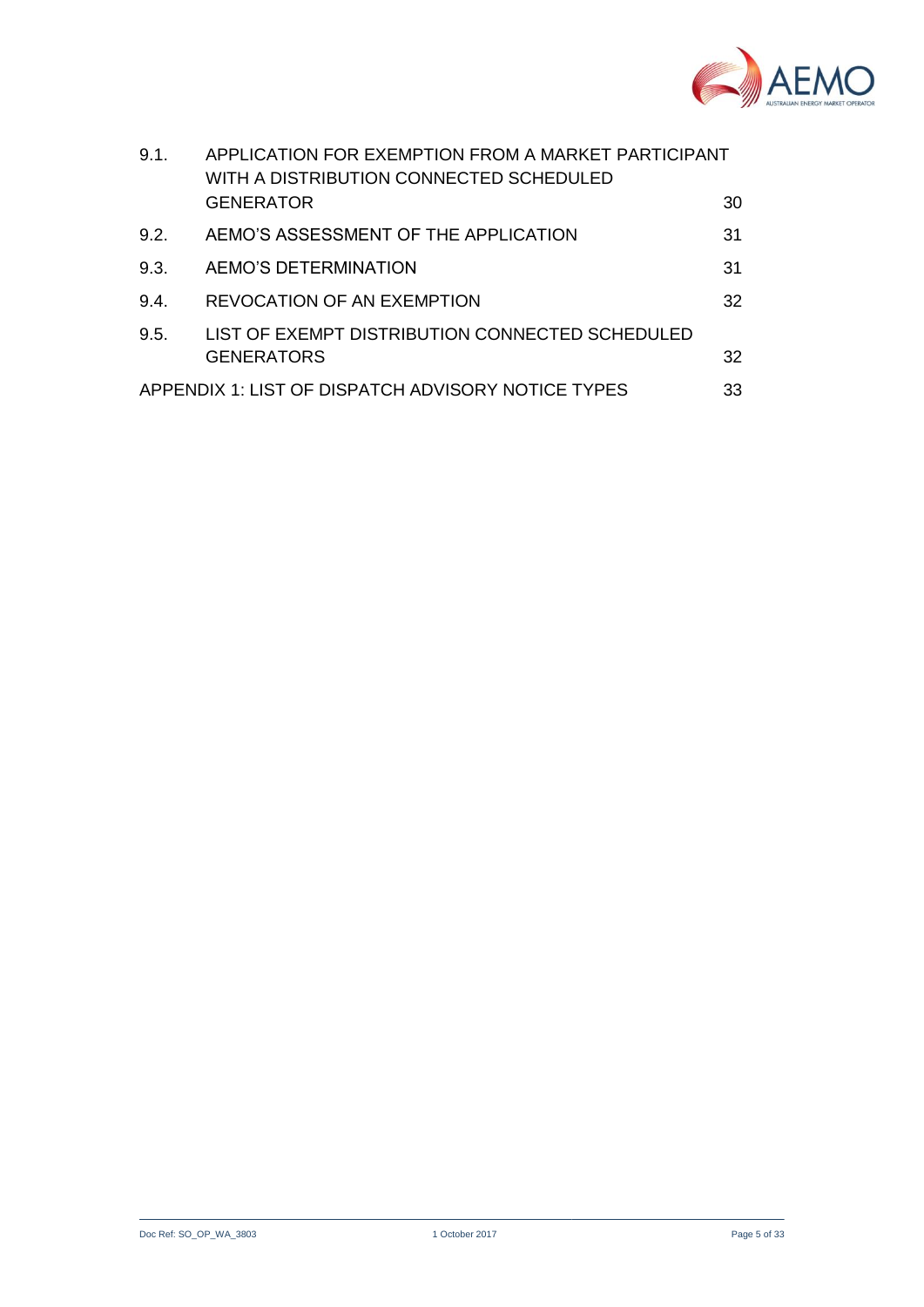| | | |
|---|---|---|
| 9.1. | APPLICATION FOR EXEMPTION FROM A MARKET PARTICIPANT WITH A DISTRIBUTION CONNECTED SCHEDULED GENERATOR | 30 |
| 9.2. | AEMO'S ASSESSMENT OF THE APPLICATION | 31 |
| 9.3. | AEMO'S DETERMINATION | 31 |
| 9.4. | REVOCATION OF AN EXEMPTION | 32 |
| 9.5. | LIST OF EXEMPT DISTRIBUTION CONNECTED SCHEDULED GENERATORS | 32 |
| APPENDIX 1: LIST OF DISPATCH ADVISORY NOTICE TYPES | | 33 |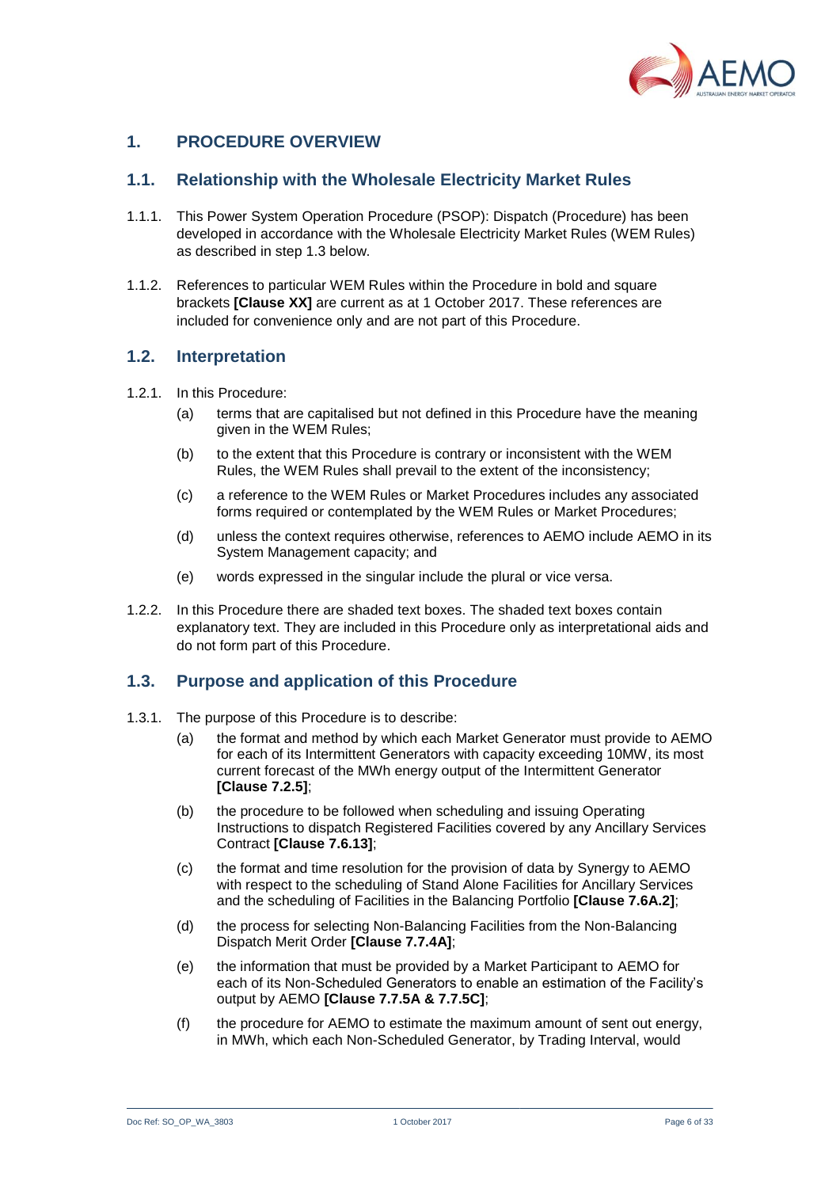# 1. PROCEDURE OVERVIEW

## 1.1. Relationship with the Wholesale Electricity Market Rules

1.1.1. This Power System Operation Procedure (PSOP): Dispatch (Procedure) has been developed in accordance with the Wholesale Electricity Market Rules (WEM Rules) as described in step 1.3 below.

1.1.2. References to particular WEM Rules within the Procedure in bold and square brackets **[Clause XX]** are current as at 1 October 2017. These references are included for convenience only and are not part of this Procedure.

## 1.2. Interpretation

1.2.1. In this Procedure:

(a) terms that are capitalised but not defined in this Procedure have the meaning given in the WEM Rules;

(b) to the extent that this Procedure is contrary or inconsistent with the WEM Rules, the WEM Rules shall prevail to the extent of the inconsistency;

(c) a reference to the WEM Rules or Market Procedures includes any associated forms required or contemplated by the WEM Rules or Market Procedures;

(d) unless the context requires otherwise, references to AEMO include AEMO in its System Management capacity; and

(e) words expressed in the singular include the plural or vice versa.

1.2.2. In this Procedure there are shaded text boxes. The shaded text boxes contain explanatory text. They are included in this Procedure only as interpretational aids and do not form part of this Procedure.

## 1.3. Purpose and application of this Procedure

1.3.1. The purpose of this Procedure is to describe:

(a) the format and method by which each Market Generator must provide to AEMO for each of its Intermittent Generators with capacity exceeding 10MW, its most current forecast of the MWh energy output of the Intermittent Generator **[Clause 7.2.5]**;

(b) the procedure to be followed when scheduling and issuing Operating Instructions to dispatch Registered Facilities covered by any Ancillary Services Contract **[Clause 7.6.13]**;

(c) the format and time resolution for the provision of data by Synergy to AEMO with respect to the scheduling of Stand Alone Facilities for Ancillary Services and the scheduling of Facilities in the Balancing Portfolio **[Clause 7.6A.2]**;

(d) the process for selecting Non-Balancing Facilities from the Non-Balancing Dispatch Merit Order **[Clause 7.7.4A]**;

(e) the information that must be provided by a Market Participant to AEMO for each of its Non-Scheduled Generators to enable an estimation of the Facility's output by AEMO **[Clause 7.7.5A & 7.7.5C]**;

(f) the procedure for AEMO to estimate the maximum amount of sent out energy, in MWh, which each Non-Scheduled Generator, by Trading Interval, would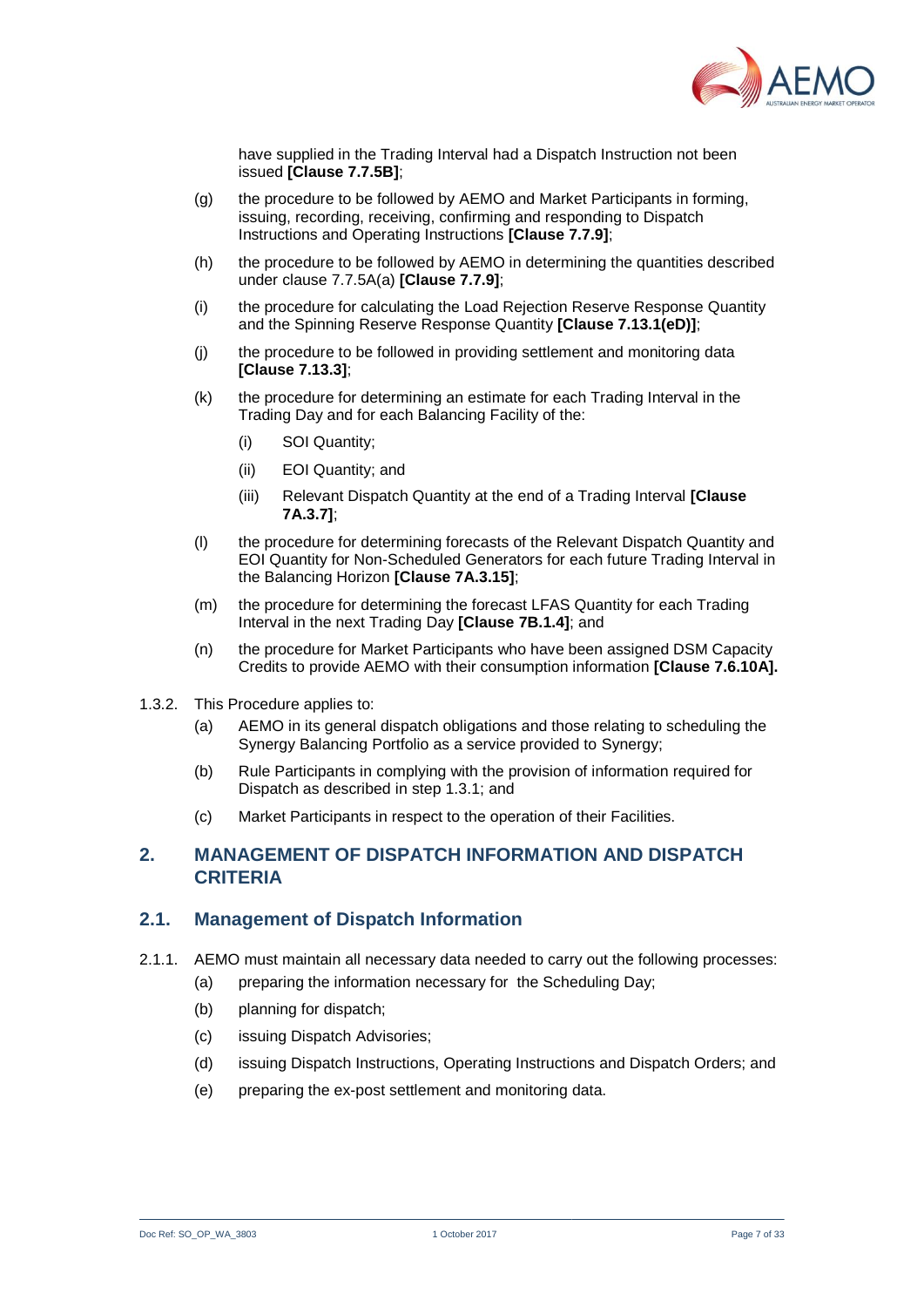have supplied in the Trading Interval had a Dispatch Instruction not been issued **[Clause 7.7.5B]**;

(g) the procedure to be followed by AEMO and Market Participants in forming, issuing, recording, receiving, confirming and responding to Dispatch Instructions and Operating Instructions **[Clause 7.7.9]**;

(h) the procedure to be followed by AEMO in determining the quantities described under clause 7.7.5A(a) **[Clause 7.7.9]**;

(i) the procedure for calculating the Load Rejection Reserve Response Quantity and the Spinning Reserve Response Quantity **[Clause 7.13.1(eD)]**;

(j) the procedure to be followed in providing settlement and monitoring data **[Clause 7.13.3]**;

(k) the procedure for determining an estimate for each Trading Interval in the Trading Day and for each Balancing Facility of the:

  (i) SOI Quantity;

  (ii) EOI Quantity; and

  (iii) Relevant Dispatch Quantity at the end of a Trading Interval **[Clause 7A.3.7]**;

(l) the procedure for determining forecasts of the Relevant Dispatch Quantity and EOI Quantity for Non-Scheduled Generators for each future Trading Interval in the Balancing Horizon **[Clause 7A.3.15]**;

(m) the procedure for determining the forecast LFAS Quantity for each Trading Interval in the next Trading Day **[Clause 7B.1.4]**; and

(n) the procedure for Market Participants who have been assigned DSM Capacity Credits to provide AEMO with their consumption information **[Clause 7.6.10A].**

1.3.2. This Procedure applies to:

(a) AEMO in its general dispatch obligations and those relating to scheduling the Synergy Balancing Portfolio as a service provided to Synergy;

(b) Rule Participants in complying with the provision of information required for Dispatch as described in step 1.3.1; and

(c) Market Participants in respect to the operation of their Facilities.

## 2. MANAGEMENT OF DISPATCH INFORMATION AND DISPATCH CRITERIA

### 2.1. Management of Dispatch Information

2.1.1. AEMO must maintain all necessary data needed to carry out the following processes:

(a) preparing the information necessary for the Scheduling Day;

(b) planning for dispatch;

(c) issuing Dispatch Advisories;

(d) issuing Dispatch Instructions, Operating Instructions and Dispatch Orders; and

(e) preparing the ex-post settlement and monitoring data.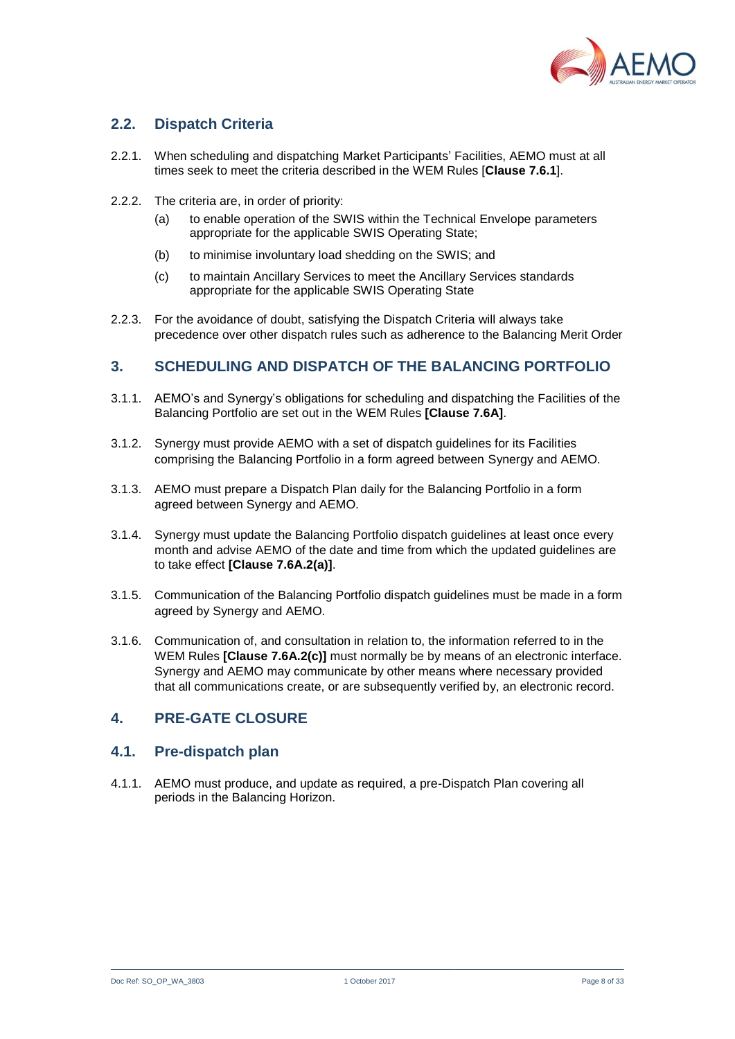## 2.2. Dispatch Criteria

2.2.1. When scheduling and dispatching Market Participants' Facilities, AEMO must at all times seek to meet the criteria described in the WEM Rules [**Clause 7.6.1**].

2.2.2. The criteria are, in order of priority:

(a) to enable operation of the SWIS within the Technical Envelope parameters appropriate for the applicable SWIS Operating State;

(b) to minimise involuntary load shedding on the SWIS; and

(c) to maintain Ancillary Services to meet the Ancillary Services standards appropriate for the applicable SWIS Operating State

2.2.3. For the avoidance of doubt, satisfying the Dispatch Criteria will always take precedence over other dispatch rules such as adherence to the Balancing Merit Order

# 3. SCHEDULING AND DISPATCH OF THE BALANCING PORTFOLIO

3.1.1. AEMO's and Synergy's obligations for scheduling and dispatching the Facilities of the Balancing Portfolio are set out in the WEM Rules **[Clause 7.6A]**.

3.1.2. Synergy must provide AEMO with a set of dispatch guidelines for its Facilities comprising the Balancing Portfolio in a form agreed between Synergy and AEMO.

3.1.3. AEMO must prepare a Dispatch Plan daily for the Balancing Portfolio in a form agreed between Synergy and AEMO.

3.1.4. Synergy must update the Balancing Portfolio dispatch guidelines at least once every month and advise AEMO of the date and time from which the updated guidelines are to take effect **[Clause 7.6A.2(a)]**.

3.1.5. Communication of the Balancing Portfolio dispatch guidelines must be made in a form agreed by Synergy and AEMO.

3.1.6. Communication of, and consultation in relation to, the information referred to in the WEM Rules **[Clause 7.6A.2(c)]** must normally be by means of an electronic interface. Synergy and AEMO may communicate by other means where necessary provided that all communications create, or are subsequently verified by, an electronic record.

# 4. PRE-GATE CLOSURE

## 4.1. Pre-dispatch plan

4.1.1. AEMO must produce, and update as required, a pre-Dispatch Plan covering all periods in the Balancing Horizon.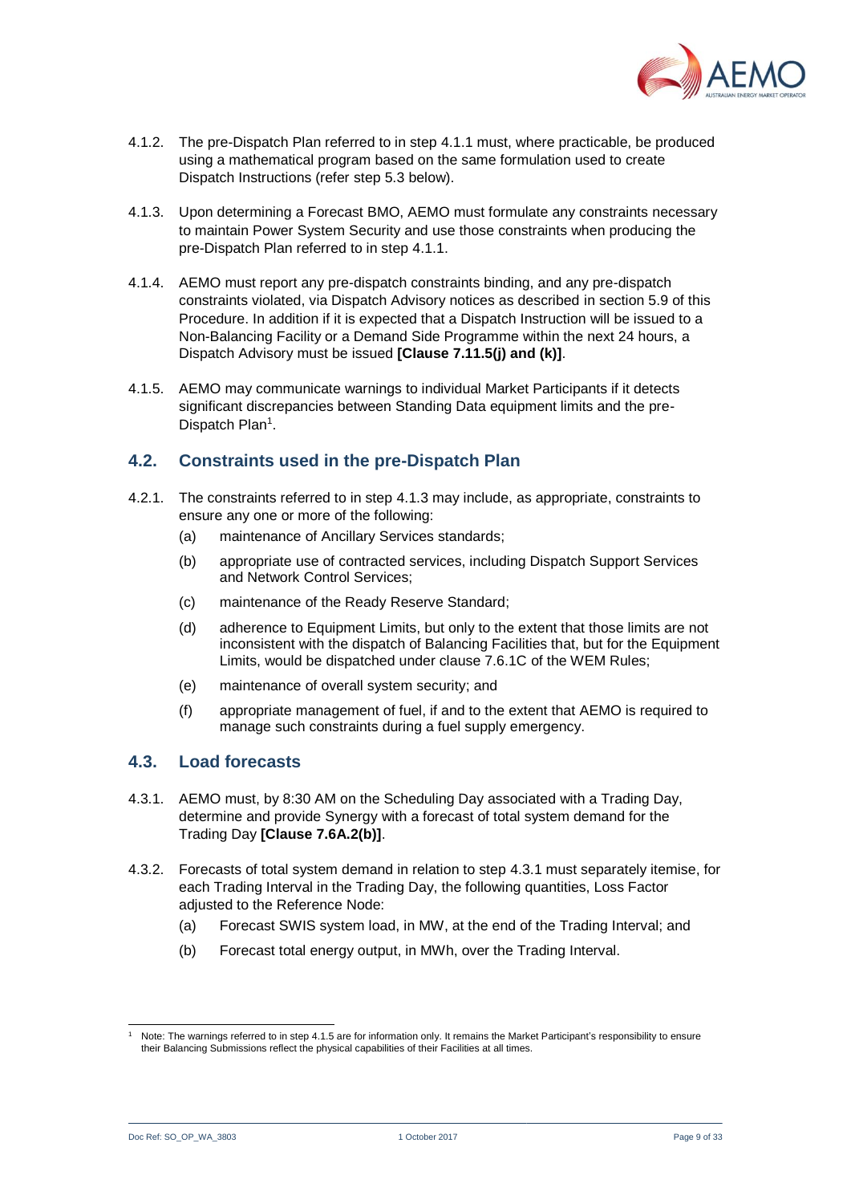4.1.2. The pre-Dispatch Plan referred to in step 4.1.1 must, where practicable, be produced using a mathematical program based on the same formulation used to create Dispatch Instructions (refer step 5.3 below).

4.1.3. Upon determining a Forecast BMO, AEMO must formulate any constraints necessary to maintain Power System Security and use those constraints when producing the pre-Dispatch Plan referred to in step 4.1.1.

4.1.4. AEMO must report any pre-dispatch constraints binding, and any pre-dispatch constraints violated, via Dispatch Advisory notices as described in section 5.9 of this Procedure. In addition if it is expected that a Dispatch Instruction will be issued to a Non-Balancing Facility or a Demand Side Programme within the next 24 hours, a Dispatch Advisory must be issued **[Clause 7.11.5(j) and (k)]**.

4.1.5. AEMO may communicate warnings to individual Market Participants if it detects significant discrepancies between Standing Data equipment limits and the pre-Dispatch Plan[1].

## 4.2. Constraints used in the pre-Dispatch Plan

4.2.1. The constraints referred to in step 4.1.3 may include, as appropriate, constraints to ensure any one or more of the following:

(a) maintenance of Ancillary Services standards;

(b) appropriate use of contracted services, including Dispatch Support Services and Network Control Services;

(c) maintenance of the Ready Reserve Standard;

(d) adherence to Equipment Limits, but only to the extent that those limits are not inconsistent with the dispatch of Balancing Facilities that, but for the Equipment Limits, would be dispatched under clause 7.6.1C of the WEM Rules;

(e) maintenance of overall system security; and

(f) appropriate management of fuel, if and to the extent that AEMO is required to manage such constraints during a fuel supply emergency.

## 4.3. Load forecasts

4.3.1. AEMO must, by 8:30 AM on the Scheduling Day associated with a Trading Day, determine and provide Synergy with a forecast of total system demand for the Trading Day **[Clause 7.6A.2(b)]**.

4.3.2. Forecasts of total system demand in relation to step 4.3.1 must separately itemise, for each Trading Interval in the Trading Day, the following quantities, Loss Factor adjusted to the Reference Node:

(a) Forecast SWIS system load, in MW, at the end of the Trading Interval; and

(b) Forecast total energy output, in MWh, over the Trading Interval.

---

[1] Note: The warnings referred to in step 4.1.5 are for information only. It remains the Market Participant's responsibility to ensure their Balancing Submissions reflect the physical capabilities of their Facilities at all times.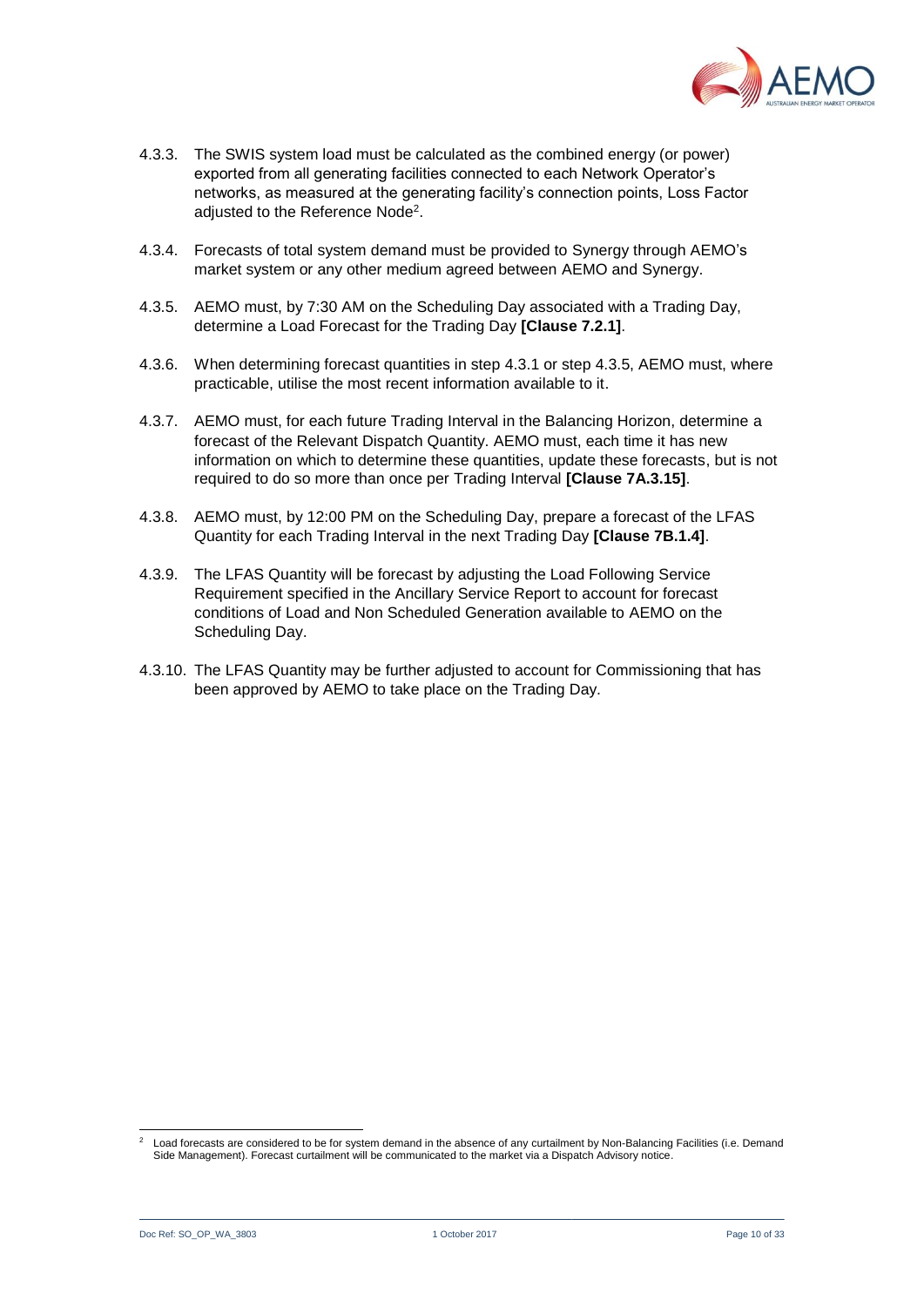4.3.3. The SWIS system load must be calculated as the combined energy (or power) exported from all generating facilities connected to each Network Operator's networks, as measured at the generating facility's connection points, Loss Factor adjusted to the Reference Node[2].

4.3.4. Forecasts of total system demand must be provided to Synergy through AEMO's market system or any other medium agreed between AEMO and Synergy.

4.3.5. AEMO must, by 7:30 AM on the Scheduling Day associated with a Trading Day, determine a Load Forecast for the Trading Day **[Clause 7.2.1]**.

4.3.6. When determining forecast quantities in step 4.3.1 or step 4.3.5, AEMO must, where practicable, utilise the most recent information available to it.

4.3.7. AEMO must, for each future Trading Interval in the Balancing Horizon, determine a forecast of the Relevant Dispatch Quantity. AEMO must, each time it has new information on which to determine these quantities, update these forecasts, but is not required to do so more than once per Trading Interval **[Clause 7A.3.15]**.

4.3.8. AEMO must, by 12:00 PM on the Scheduling Day, prepare a forecast of the LFAS Quantity for each Trading Interval in the next Trading Day **[Clause 7B.1.4]**.

4.3.9. The LFAS Quantity will be forecast by adjusting the Load Following Service Requirement specified in the Ancillary Service Report to account for forecast conditions of Load and Non Scheduled Generation available to AEMO on the Scheduling Day.

4.3.10. The LFAS Quantity may be further adjusted to account for Commissioning that has been approved by AEMO to take place on the Trading Day.

---

[2] Load forecasts are considered to be for system demand in the absence of any curtailment by Non-Balancing Facilities (i.e. Demand Side Management). Forecast curtailment will be communicated to the market via a Dispatch Advisory notice.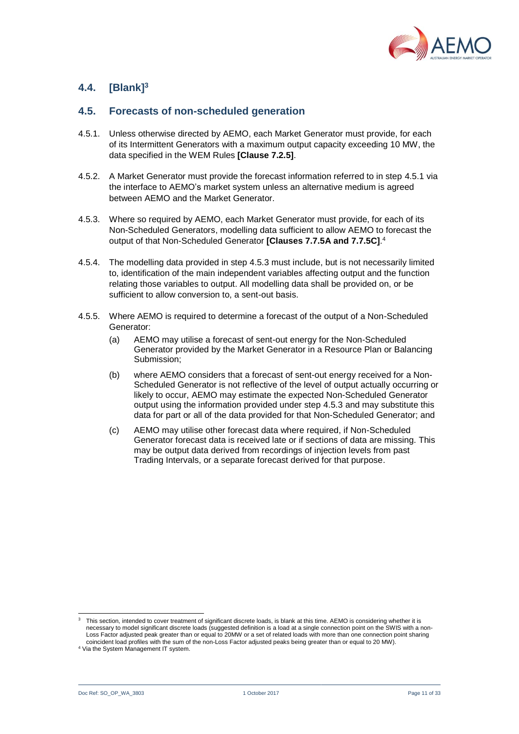## 4.4. [Blank][3]

## 4.5. Forecasts of non-scheduled generation

4.5.1. Unless otherwise directed by AEMO, each Market Generator must provide, for each of its Intermittent Generators with a maximum output capacity exceeding 10 MW, the data specified in the WEM Rules **[Clause 7.2.5]**.

4.5.2. A Market Generator must provide the forecast information referred to in step 4.5.1 via the interface to AEMO's market system unless an alternative medium is agreed between AEMO and the Market Generator.

4.5.3. Where so required by AEMO, each Market Generator must provide, for each of its Non-Scheduled Generators, modelling data sufficient to allow AEMO to forecast the output of that Non-Scheduled Generator **[Clauses 7.7.5A and 7.7.5C]**.[4]

4.5.4. The modelling data provided in step 4.5.3 must include, but is not necessarily limited to, identification of the main independent variables affecting output and the function relating those variables to output. All modelling data shall be provided on, or be sufficient to allow conversion to, a sent-out basis.

4.5.5. Where AEMO is required to determine a forecast of the output of a Non-Scheduled Generator:

(a) AEMO may utilise a forecast of sent-out energy for the Non-Scheduled Generator provided by the Market Generator in a Resource Plan or Balancing Submission;

(b) where AEMO considers that a forecast of sent-out energy received for a Non-Scheduled Generator is not reflective of the level of output actually occurring or likely to occur, AEMO may estimate the expected Non-Scheduled Generator output using the information provided under step 4.5.3 and may substitute this data for part or all of the data provided for that Non-Scheduled Generator; and

(c) AEMO may utilise other forecast data where required, if Non-Scheduled Generator forecast data is received late or if sections of data are missing. This may be output data derived from recordings of injection levels from past Trading Intervals, or a separate forecast derived for that purpose.

---

[3] This section, intended to cover treatment of significant discrete loads, is blank at this time. AEMO is considering whether it is necessary to model significant discrete loads (suggested definition is a load at a single connection point on the SWIS with a non-Loss Factor adjusted peak greater than or equal to 20MW or a set of related loads with more than one connection point sharing coincident load profiles with the sum of the non-Loss Factor adjusted peaks being greater than or equal to 20 MW).

[4] Via the System Management IT system.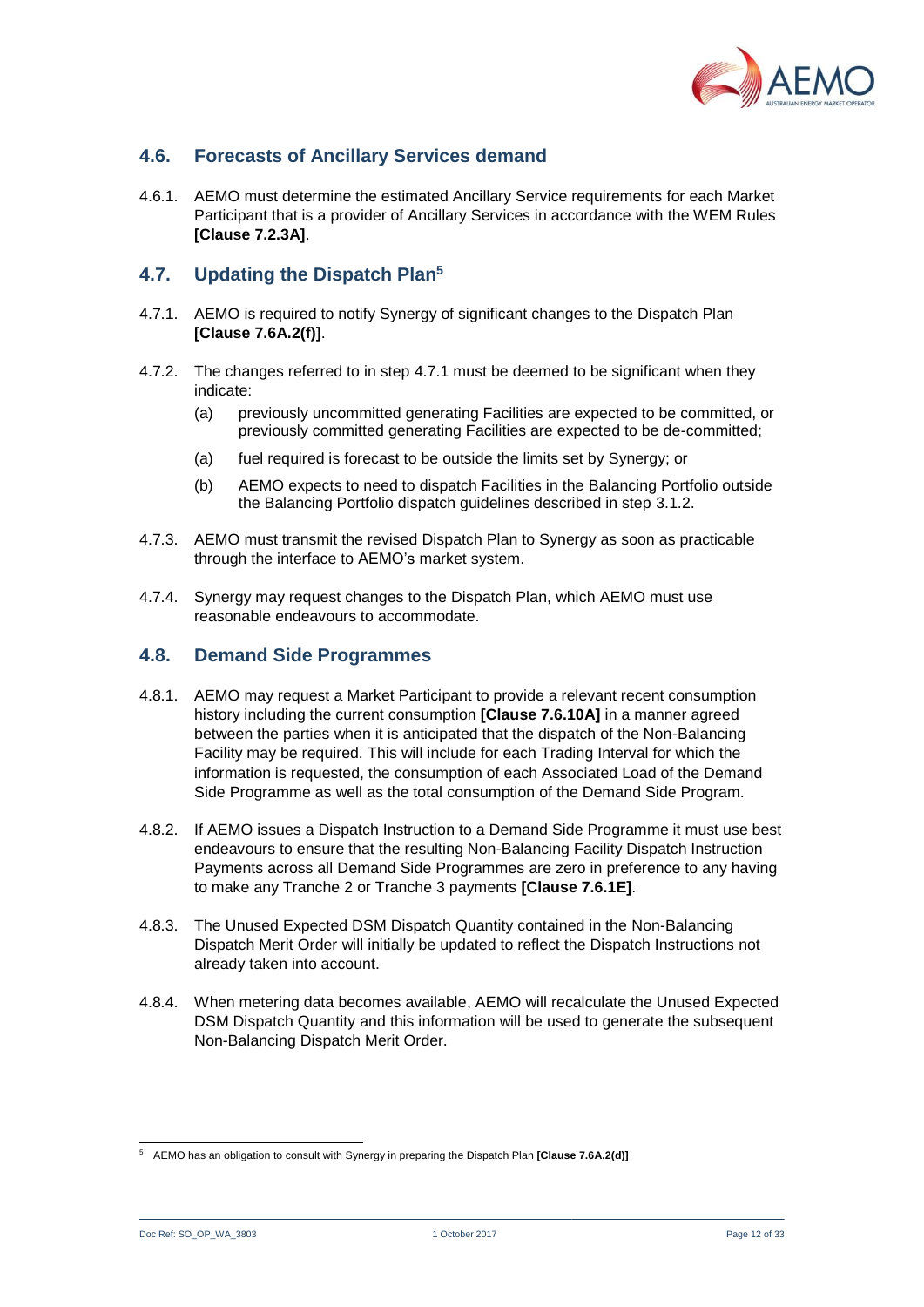## 4.6. Forecasts of Ancillary Services demand

4.6.1. AEMO must determine the estimated Ancillary Service requirements for each Market Participant that is a provider of Ancillary Services in accordance with the WEM Rules **[Clause 7.2.3A]**.

## 4.7. Updating the Dispatch Plan[5]

4.7.1. AEMO is required to notify Synergy of significant changes to the Dispatch Plan **[Clause 7.6A.2(f)]**.

4.7.2. The changes referred to in step 4.7.1 must be deemed to be significant when they indicate:

(a) previously uncommitted generating Facilities are expected to be committed, or previously committed generating Facilities are expected to be de-committed;

(a) fuel required is forecast to be outside the limits set by Synergy; or

(b) AEMO expects to need to dispatch Facilities in the Balancing Portfolio outside the Balancing Portfolio dispatch guidelines described in step 3.1.2.

4.7.3. AEMO must transmit the revised Dispatch Plan to Synergy as soon as practicable through the interface to AEMO's market system.

4.7.4. Synergy may request changes to the Dispatch Plan, which AEMO must use reasonable endeavours to accommodate.

## 4.8. Demand Side Programmes

4.8.1. AEMO may request a Market Participant to provide a relevant recent consumption history including the current consumption **[Clause 7.6.10A]** in a manner agreed between the parties when it is anticipated that the dispatch of the Non-Balancing Facility may be required. This will include for each Trading Interval for which the information is requested, the consumption of each Associated Load of the Demand Side Programme as well as the total consumption of the Demand Side Program.

4.8.2. If AEMO issues a Dispatch Instruction to a Demand Side Programme it must use best endeavours to ensure that the resulting Non-Balancing Facility Dispatch Instruction Payments across all Demand Side Programmes are zero in preference to any having to make any Tranche 2 or Tranche 3 payments **[Clause 7.6.1E]**.

4.8.3. The Unused Expected DSM Dispatch Quantity contained in the Non-Balancing Dispatch Merit Order will initially be updated to reflect the Dispatch Instructions not already taken into account.

4.8.4. When metering data becomes available, AEMO will recalculate the Unused Expected DSM Dispatch Quantity and this information will be used to generate the subsequent Non-Balancing Dispatch Merit Order.

---

[5] AEMO has an obligation to consult with Synergy in preparing the Dispatch Plan **[Clause 7.6A.2(d)]**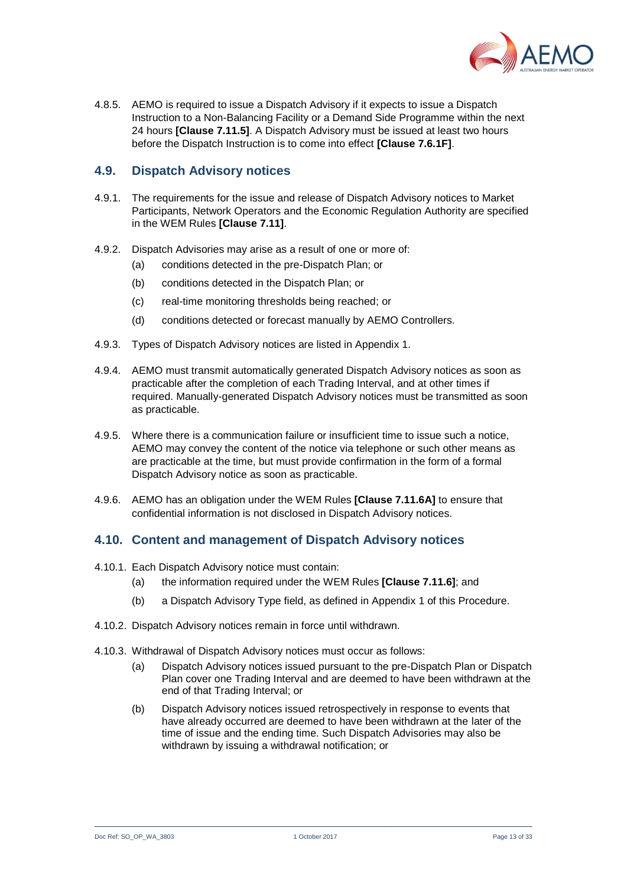4.8.5. AEMO is required to issue a Dispatch Advisory if it expects to issue a Dispatch Instruction to a Non-Balancing Facility or a Demand Side Programme within the next 24 hours **[Clause 7.11.5]**. A Dispatch Advisory must be issued at least two hours before the Dispatch Instruction is to come into effect **[Clause 7.6.1F]**.

## 4.9. Dispatch Advisory notices

4.9.1. The requirements for the issue and release of Dispatch Advisory notices to Market Participants, Network Operators and the Economic Regulation Authority are specified in the WEM Rules **[Clause 7.11]**.

4.9.2. Dispatch Advisories may arise as a result of one or more of:

- (a) conditions detected in the pre-Dispatch Plan; or
- (b) conditions detected in the Dispatch Plan; or
- (c) real-time monitoring thresholds being reached; or
- (d) conditions detected or forecast manually by AEMO Controllers.

4.9.3. Types of Dispatch Advisory notices are listed in Appendix 1.

4.9.4. AEMO must transmit automatically generated Dispatch Advisory notices as soon as practicable after the completion of each Trading Interval, and at other times if required. Manually-generated Dispatch Advisory notices must be transmitted as soon as practicable.

4.9.5. Where there is a communication failure or insufficient time to issue such a notice, AEMO may convey the content of the notice via telephone or such other means as are practicable at the time, but must provide confirmation in the form of a formal Dispatch Advisory notice as soon as practicable.

4.9.6. AEMO has an obligation under the WEM Rules **[Clause 7.11.6A]** to ensure that confidential information is not disclosed in Dispatch Advisory notices.

## 4.10. Content and management of Dispatch Advisory notices

4.10.1. Each Dispatch Advisory notice must contain:

- (a) the information required under the WEM Rules **[Clause 7.11.6]**; and
- (b) a Dispatch Advisory Type field, as defined in Appendix 1 of this Procedure.

4.10.2. Dispatch Advisory notices remain in force until withdrawn.

4.10.3. Withdrawal of Dispatch Advisory notices must occur as follows:

- (a) Dispatch Advisory notices issued pursuant to the pre-Dispatch Plan or Dispatch Plan cover one Trading Interval and are deemed to have been withdrawn at the end of that Trading Interval; or
- (b) Dispatch Advisory notices issued retrospectively in response to events that have already occurred are deemed to have been withdrawn at the later of the time of issue and the ending time. Such Dispatch Advisories may also be withdrawn by issuing a withdrawal notification; or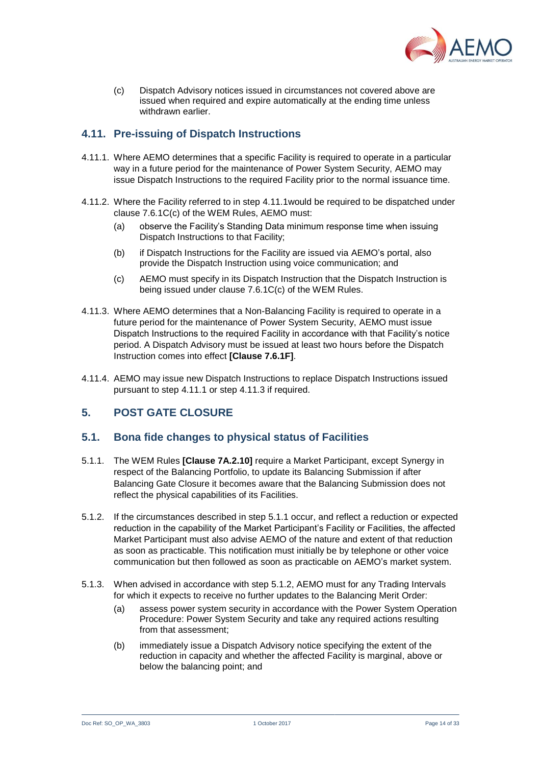(c) Dispatch Advisory notices issued in circumstances not covered above are issued when required and expire automatically at the ending time unless withdrawn earlier.

## 4.11. Pre-issuing of Dispatch Instructions

4.11.1. Where AEMO determines that a specific Facility is required to operate in a particular way in a future period for the maintenance of Power System Security, AEMO may issue Dispatch Instructions to the required Facility prior to the normal issuance time.

4.11.2. Where the Facility referred to in step 4.11.1would be required to be dispatched under clause 7.6.1C(c) of the WEM Rules, AEMO must:

- (a) observe the Facility's Standing Data minimum response time when issuing Dispatch Instructions to that Facility;
- (b) if Dispatch Instructions for the Facility are issued via AEMO's portal, also provide the Dispatch Instruction using voice communication; and
- (c) AEMO must specify in its Dispatch Instruction that the Dispatch Instruction is being issued under clause 7.6.1C(c) of the WEM Rules.

4.11.3. Where AEMO determines that a Non-Balancing Facility is required to operate in a future period for the maintenance of Power System Security, AEMO must issue Dispatch Instructions to the required Facility in accordance with that Facility's notice period. A Dispatch Advisory must be issued at least two hours before the Dispatch Instruction comes into effect **[Clause 7.6.1F]**.

4.11.4. AEMO may issue new Dispatch Instructions to replace Dispatch Instructions issued pursuant to step 4.11.1 or step 4.11.3 if required.

# 5. POST GATE CLOSURE

## 5.1. Bona fide changes to physical status of Facilities

5.1.1. The WEM Rules **[Clause 7A.2.10]** require a Market Participant, except Synergy in respect of the Balancing Portfolio, to update its Balancing Submission if after Balancing Gate Closure it becomes aware that the Balancing Submission does not reflect the physical capabilities of its Facilities.

5.1.2. If the circumstances described in step 5.1.1 occur, and reflect a reduction or expected reduction in the capability of the Market Participant's Facility or Facilities, the affected Market Participant must also advise AEMO of the nature and extent of that reduction as soon as practicable. This notification must initially be by telephone or other voice communication but then followed as soon as practicable on AEMO's market system.

5.1.3. When advised in accordance with step 5.1.2, AEMO must for any Trading Intervals for which it expects to receive no further updates to the Balancing Merit Order:

- (a) assess power system security in accordance with the Power System Operation Procedure: Power System Security and take any required actions resulting from that assessment;
- (b) immediately issue a Dispatch Advisory notice specifying the extent of the reduction in capacity and whether the affected Facility is marginal, above or below the balancing point; and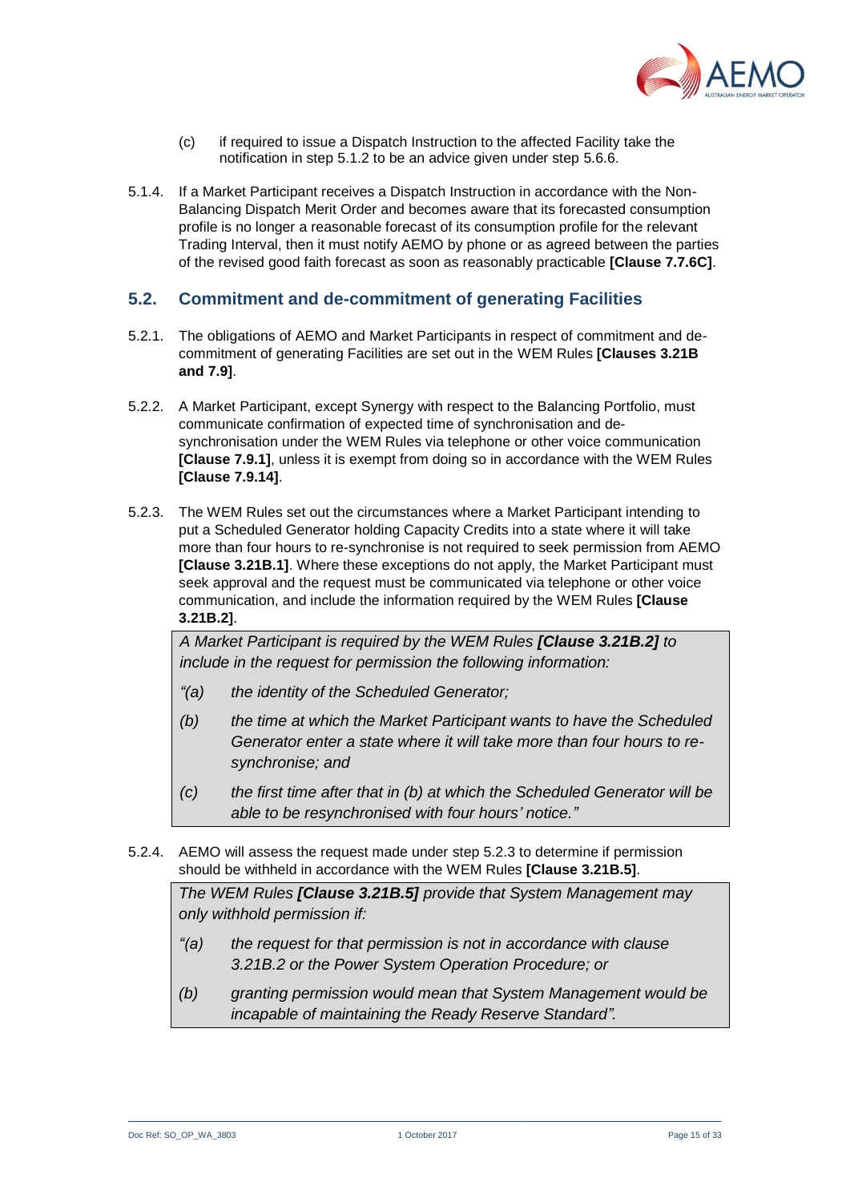(c) if required to issue a Dispatch Instruction to the affected Facility take the notification in step 5.1.2 to be an advice given under step 5.6.6.

5.1.4. If a Market Participant receives a Dispatch Instruction in accordance with the Non-Balancing Dispatch Merit Order and becomes aware that its forecasted consumption profile is no longer a reasonable forecast of its consumption profile for the relevant Trading Interval, then it must notify AEMO by phone or as agreed between the parties of the revised good faith forecast as soon as reasonably practicable **[Clause 7.7.6C]**.

## 5.2. Commitment and de-commitment of generating Facilities

5.2.1. The obligations of AEMO and Market Participants in respect of commitment and de-commitment of generating Facilities are set out in the WEM Rules **[Clauses 3.21B and 7.9]**.

5.2.2. A Market Participant, except Synergy with respect to the Balancing Portfolio, must communicate confirmation of expected time of synchronisation and de-synchronisation under the WEM Rules via telephone or other voice communication **[Clause 7.9.1]**, unless it is exempt from doing so in accordance with the WEM Rules **[Clause 7.9.14]**.

5.2.3. The WEM Rules set out the circumstances where a Market Participant intending to put a Scheduled Generator holding Capacity Credits into a state where it will take more than four hours to re-synchronise is not required to seek permission from AEMO **[Clause 3.21B.1]**. Where these exceptions do not apply, the Market Participant must seek approval and the request must be communicated via telephone or other voice communication, and include the information required by the WEM Rules **[Clause 3.21B.2]**.

> *A Market Participant is required by the WEM Rules **[Clause 3.21B.2]** to include in the request for permission the following information:*
>
> *“(a) the identity of the Scheduled Generator;*
>
> *(b) the time at which the Market Participant wants to have the Scheduled Generator enter a state where it will take more than four hours to re-synchronise; and*
>
> *(c) the first time after that in (b) at which the Scheduled Generator will be able to be resynchronised with four hours’ notice.”*

5.2.4. AEMO will assess the request made under step 5.2.3 to determine if permission should be withheld in accordance with the WEM Rules **[Clause 3.21B.5]**.

> *The WEM Rules **[Clause 3.21B.5]** provide that System Management may only withhold permission if:*
>
> *“(a) the request for that permission is not in accordance with clause 3.21B.2 or the Power System Operation Procedure; or*
>
> *(b) granting permission would mean that System Management would be incapable of maintaining the Ready Reserve Standard”.*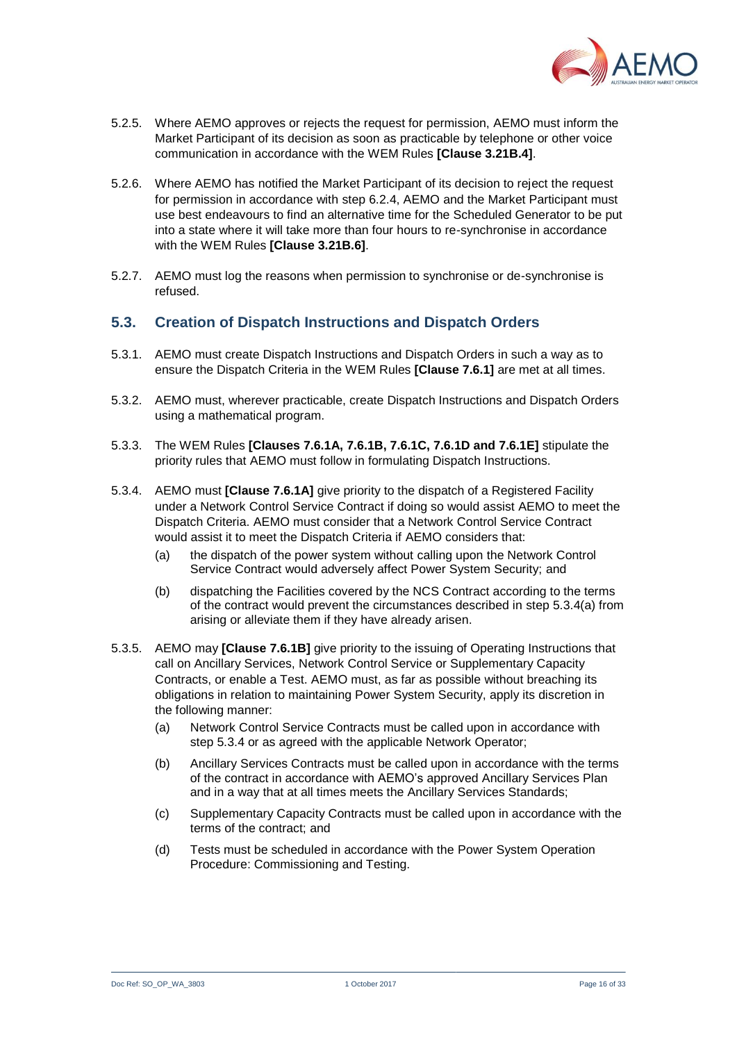5.2.5. Where AEMO approves or rejects the request for permission, AEMO must inform the Market Participant of its decision as soon as practicable by telephone or other voice communication in accordance with the WEM Rules **[Clause 3.21B.4]**.

5.2.6. Where AEMO has notified the Market Participant of its decision to reject the request for permission in accordance with step 6.2.4, AEMO and the Market Participant must use best endeavours to find an alternative time for the Scheduled Generator to be put into a state where it will take more than four hours to re-synchronise in accordance with the WEM Rules **[Clause 3.21B.6]**.

5.2.7. AEMO must log the reasons when permission to synchronise or de-synchronise is refused.

## 5.3. Creation of Dispatch Instructions and Dispatch Orders

5.3.1. AEMO must create Dispatch Instructions and Dispatch Orders in such a way as to ensure the Dispatch Criteria in the WEM Rules **[Clause 7.6.1]** are met at all times.

5.3.2. AEMO must, wherever practicable, create Dispatch Instructions and Dispatch Orders using a mathematical program.

5.3.3. The WEM Rules **[Clauses 7.6.1A, 7.6.1B, 7.6.1C, 7.6.1D and 7.6.1E]** stipulate the priority rules that AEMO must follow in formulating Dispatch Instructions.

5.3.4. AEMO must **[Clause 7.6.1A]** give priority to the dispatch of a Registered Facility under a Network Control Service Contract if doing so would assist AEMO to meet the Dispatch Criteria. AEMO must consider that a Network Control Service Contract would assist it to meet the Dispatch Criteria if AEMO considers that:

   (a) the dispatch of the power system without calling upon the Network Control Service Contract would adversely affect Power System Security; and

   (b) dispatching the Facilities covered by the NCS Contract according to the terms of the contract would prevent the circumstances described in step 5.3.4(a) from arising or alleviate them if they have already arisen.

5.3.5. AEMO may **[Clause 7.6.1B]** give priority to the issuing of Operating Instructions that call on Ancillary Services, Network Control Service or Supplementary Capacity Contracts, or enable a Test. AEMO must, as far as possible without breaching its obligations in relation to maintaining Power System Security, apply its discretion in the following manner:

   (a) Network Control Service Contracts must be called upon in accordance with step 5.3.4 or as agreed with the applicable Network Operator;

   (b) Ancillary Services Contracts must be called upon in accordance with the terms of the contract in accordance with AEMO's approved Ancillary Services Plan and in a way that at all times meets the Ancillary Services Standards;

   (c) Supplementary Capacity Contracts must be called upon in accordance with the terms of the contract; and

   (d) Tests must be scheduled in accordance with the Power System Operation Procedure: Commissioning and Testing.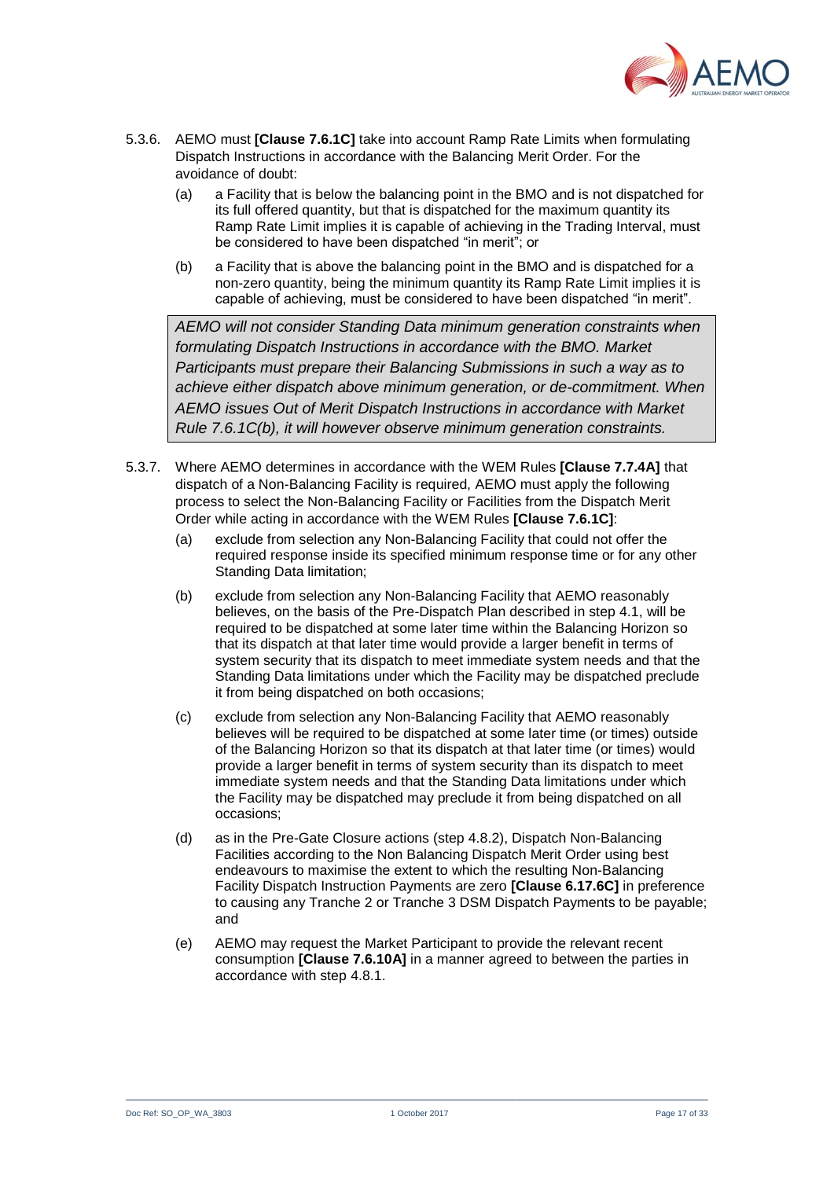5.3.6. AEMO must **[Clause 7.6.1C]** take into account Ramp Rate Limits when formulating Dispatch Instructions in accordance with the Balancing Merit Order. For the avoidance of doubt:

(a) a Facility that is below the balancing point in the BMO and is not dispatched for its full offered quantity, but that is dispatched for the maximum quantity its Ramp Rate Limit implies it is capable of achieving in the Trading Interval, must be considered to have been dispatched "in merit"; or

(b) a Facility that is above the balancing point in the BMO and is dispatched for a non-zero quantity, being the minimum quantity its Ramp Rate Limit implies it is capable of achieving, must be considered to have been dispatched "in merit".

> *AEMO will not consider Standing Data minimum generation constraints when formulating Dispatch Instructions in accordance with the BMO. Market Participants must prepare their Balancing Submissions in such a way as to achieve either dispatch above minimum generation, or de-commitment. When AEMO issues Out of Merit Dispatch Instructions in accordance with Market Rule 7.6.1C(b), it will however observe minimum generation constraints.*

5.3.7. Where AEMO determines in accordance with the WEM Rules **[Clause 7.7.4A]** that dispatch of a Non-Balancing Facility is required, AEMO must apply the following process to select the Non-Balancing Facility or Facilities from the Dispatch Merit Order while acting in accordance with the WEM Rules **[Clause 7.6.1C]**:

(a) exclude from selection any Non-Balancing Facility that could not offer the required response inside its specified minimum response time or for any other Standing Data limitation;

(b) exclude from selection any Non-Balancing Facility that AEMO reasonably believes, on the basis of the Pre-Dispatch Plan described in step 4.1, will be required to be dispatched at some later time within the Balancing Horizon so that its dispatch at that later time would provide a larger benefit in terms of system security that its dispatch to meet immediate system needs and that the Standing Data limitations under which the Facility may be dispatched preclude it from being dispatched on both occasions;

(c) exclude from selection any Non-Balancing Facility that AEMO reasonably believes will be required to be dispatched at some later time (or times) outside of the Balancing Horizon so that its dispatch at that later time (or times) would provide a larger benefit in terms of system security than its dispatch to meet immediate system needs and that the Standing Data limitations under which the Facility may be dispatched may preclude it from being dispatched on all occasions;

(d) as in the Pre-Gate Closure actions (step 4.8.2), Dispatch Non-Balancing Facilities according to the Non Balancing Dispatch Merit Order using best endeavours to maximise the extent to which the resulting Non-Balancing Facility Dispatch Instruction Payments are zero **[Clause 6.17.6C]** in preference to causing any Tranche 2 or Tranche 3 DSM Dispatch Payments to be payable; and

(e) AEMO may request the Market Participant to provide the relevant recent consumption **[Clause 7.6.10A]** in a manner agreed to between the parties in accordance with step 4.8.1.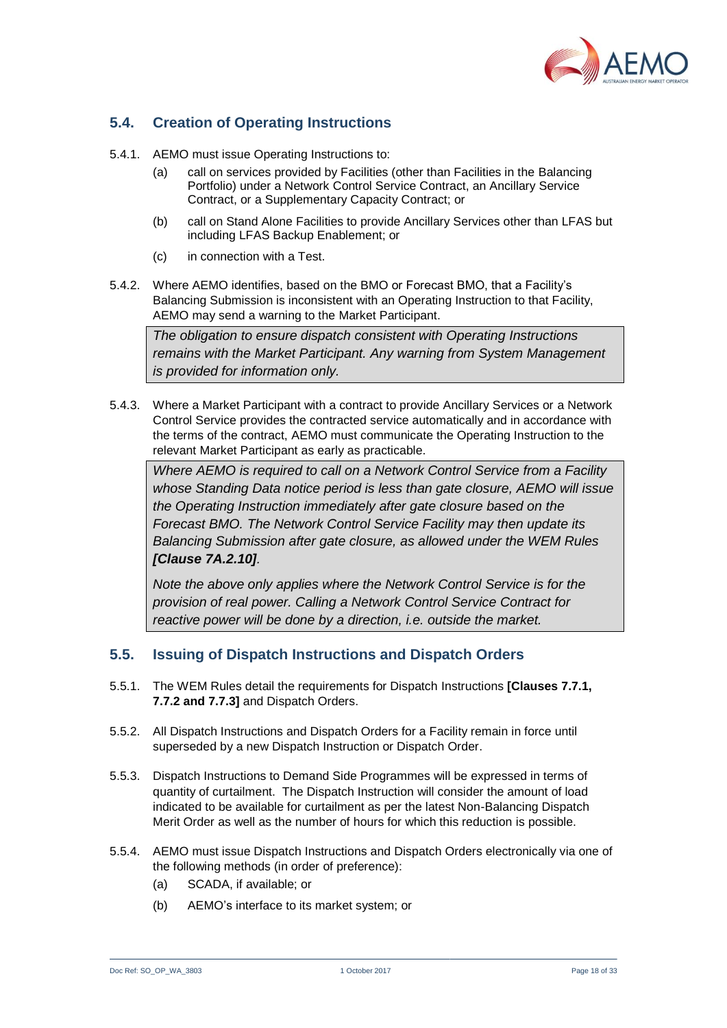## 5.4. Creation of Operating Instructions

5.4.1. AEMO must issue Operating Instructions to:

(a) call on services provided by Facilities (other than Facilities in the Balancing Portfolio) under a Network Control Service Contract, an Ancillary Service Contract, or a Supplementary Capacity Contract; or

(b) call on Stand Alone Facilities to provide Ancillary Services other than LFAS but including LFAS Backup Enablement; or

(c) in connection with a Test.

5.4.2. Where AEMO identifies, based on the BMO or Forecast BMO, that a Facility's Balancing Submission is inconsistent with an Operating Instruction to that Facility, AEMO may send a warning to the Market Participant.

> *The obligation to ensure dispatch consistent with Operating Instructions remains with the Market Participant. Any warning from System Management is provided for information only.*

5.4.3. Where a Market Participant with a contract to provide Ancillary Services or a Network Control Service provides the contracted service automatically and in accordance with the terms of the contract, AEMO must communicate the Operating Instruction to the relevant Market Participant as early as practicable.

> *Where AEMO is required to call on a Network Control Service from a Facility whose Standing Data notice period is less than gate closure, AEMO will issue the Operating Instruction immediately after gate closure based on the Forecast BMO. The Network Control Service Facility may then update its Balancing Submission after gate closure, as allowed under the WEM Rules* ***[Clause 7A.2.10]****.*
>
> *Note the above only applies where the Network Control Service is for the provision of real power. Calling a Network Control Service Contract for reactive power will be done by a direction, i.e. outside the market.*

## 5.5. Issuing of Dispatch Instructions and Dispatch Orders

5.5.1. The WEM Rules detail the requirements for Dispatch Instructions **[Clauses 7.7.1, 7.7.2 and 7.7.3]** and Dispatch Orders.

5.5.2. All Dispatch Instructions and Dispatch Orders for a Facility remain in force until superseded by a new Dispatch Instruction or Dispatch Order.

5.5.3. Dispatch Instructions to Demand Side Programmes will be expressed in terms of quantity of curtailment. The Dispatch Instruction will consider the amount of load indicated to be available for curtailment as per the latest Non-Balancing Dispatch Merit Order as well as the number of hours for which this reduction is possible.

5.5.4. AEMO must issue Dispatch Instructions and Dispatch Orders electronically via one of the following methods (in order of preference):

(a) SCADA, if available; or

(b) AEMO's interface to its market system; or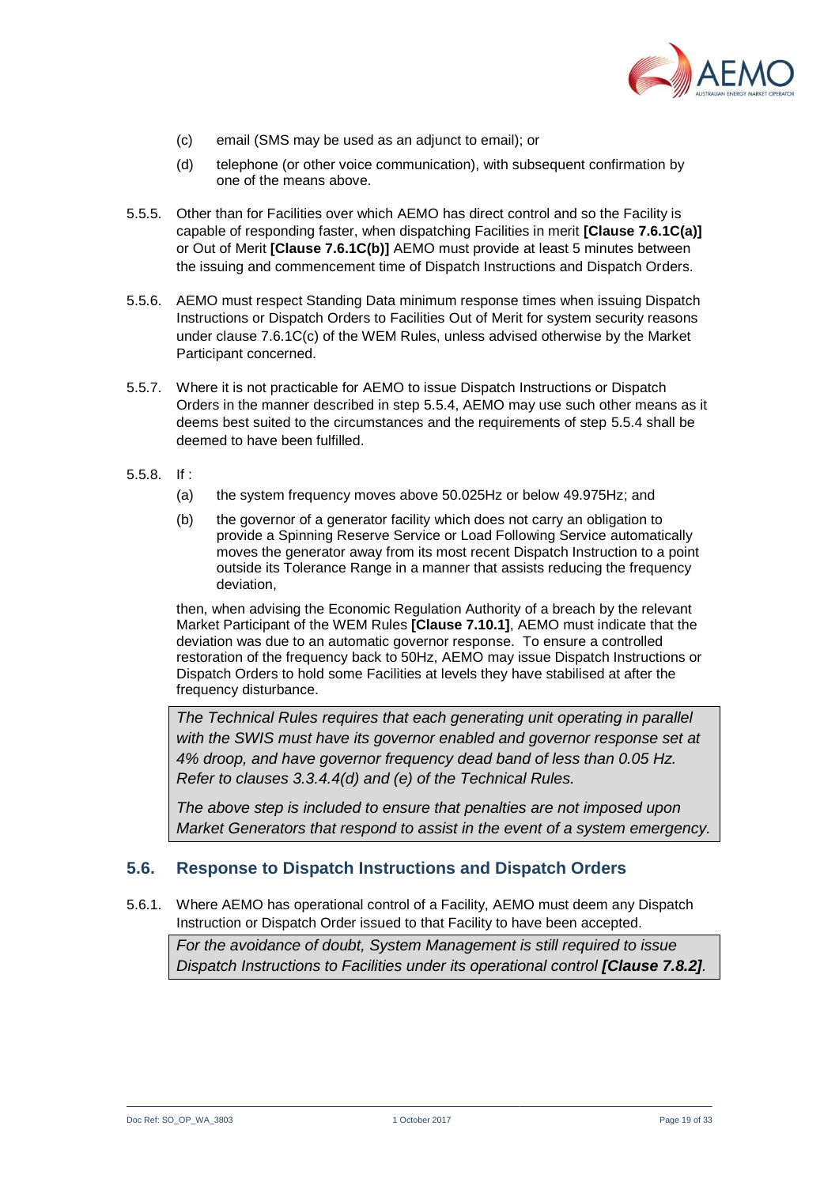(c) email (SMS may be used as an adjunct to email); or

(d) telephone (or other voice communication), with subsequent confirmation by one of the means above.

5.5.5. Other than for Facilities over which AEMO has direct control and so the Facility is capable of responding faster, when dispatching Facilities in merit **[Clause 7.6.1C(a)]** or Out of Merit **[Clause 7.6.1C(b)]** AEMO must provide at least 5 minutes between the issuing and commencement time of Dispatch Instructions and Dispatch Orders.

5.5.6. AEMO must respect Standing Data minimum response times when issuing Dispatch Instructions or Dispatch Orders to Facilities Out of Merit for system security reasons under clause 7.6.1C(c) of the WEM Rules, unless advised otherwise by the Market Participant concerned.

5.5.7. Where it is not practicable for AEMO to issue Dispatch Instructions or Dispatch Orders in the manner described in step 5.5.4, AEMO may use such other means as it deems best suited to the circumstances and the requirements of step 5.5.4 shall be deemed to have been fulfilled.

5.5.8. If :

(a) the system frequency moves above 50.025Hz or below 49.975Hz; and

(b) the governor of a generator facility which does not carry an obligation to provide a Spinning Reserve Service or Load Following Service automatically moves the generator away from its most recent Dispatch Instruction to a point outside its Tolerance Range in a manner that assists reducing the frequency deviation,

then, when advising the Economic Regulation Authority of a breach by the relevant Market Participant of the WEM Rules **[Clause 7.10.1]**, AEMO must indicate that the deviation was due to an automatic governor response. To ensure a controlled restoration of the frequency back to 50Hz, AEMO may issue Dispatch Instructions or Dispatch Orders to hold some Facilities at levels they have stabilised at after the frequency disturbance.

> *The Technical Rules requires that each generating unit operating in parallel with the SWIS must have its governor enabled and governor response set at 4% droop, and have governor frequency dead band of less than 0.05 Hz. Refer to clauses 3.3.4.4(d) and (e) of the Technical Rules.*
>
> *The above step is included to ensure that penalties are not imposed upon Market Generators that respond to assist in the event of a system emergency.*

## 5.6. Response to Dispatch Instructions and Dispatch Orders

5.6.1. Where AEMO has operational control of a Facility, AEMO must deem any Dispatch Instruction or Dispatch Order issued to that Facility to have been accepted.

> *For the avoidance of doubt, System Management is still required to issue Dispatch Instructions to Facilities under its operational control **[Clause 7.8.2]**.*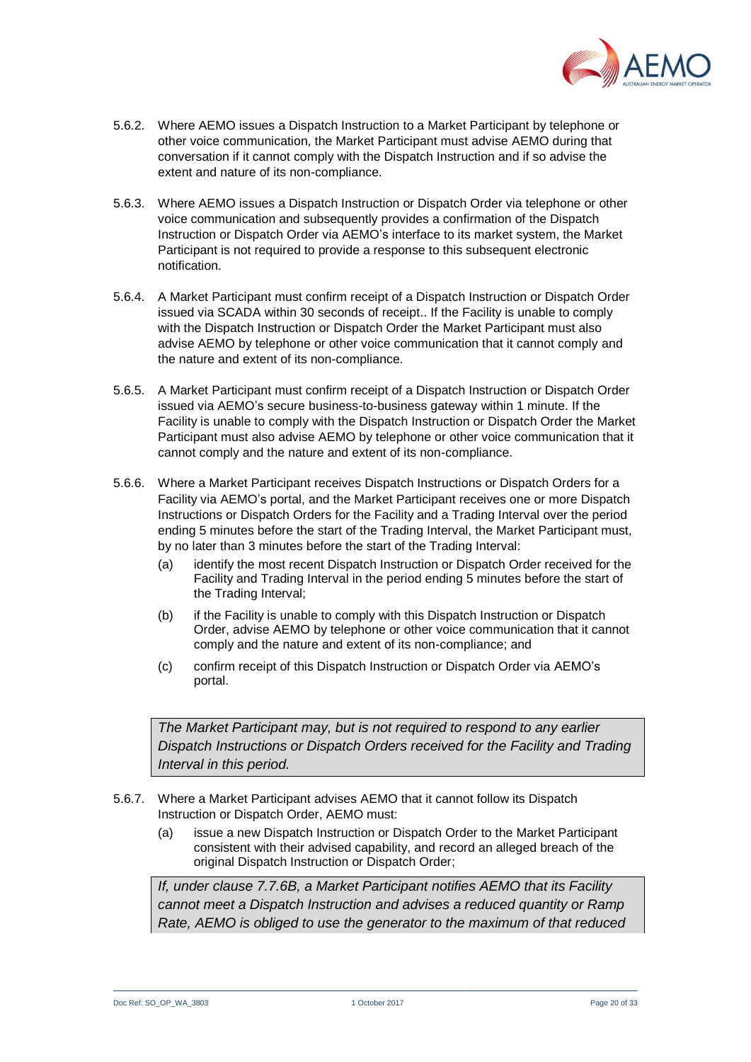5.6.2. Where AEMO issues a Dispatch Instruction to a Market Participant by telephone or other voice communication, the Market Participant must advise AEMO during that conversation if it cannot comply with the Dispatch Instruction and if so advise the extent and nature of its non-compliance.

5.6.3. Where AEMO issues a Dispatch Instruction or Dispatch Order via telephone or other voice communication and subsequently provides a confirmation of the Dispatch Instruction or Dispatch Order via AEMO's interface to its market system, the Market Participant is not required to provide a response to this subsequent electronic notification.

5.6.4. A Market Participant must confirm receipt of a Dispatch Instruction or Dispatch Order issued via SCADA within 30 seconds of receipt.. If the Facility is unable to comply with the Dispatch Instruction or Dispatch Order the Market Participant must also advise AEMO by telephone or other voice communication that it cannot comply and the nature and extent of its non-compliance.

5.6.5. A Market Participant must confirm receipt of a Dispatch Instruction or Dispatch Order issued via AEMO's secure business-to-business gateway within 1 minute. If the Facility is unable to comply with the Dispatch Instruction or Dispatch Order the Market Participant must also advise AEMO by telephone or other voice communication that it cannot comply and the nature and extent of its non-compliance.

5.6.6. Where a Market Participant receives Dispatch Instructions or Dispatch Orders for a Facility via AEMO's portal, and the Market Participant receives one or more Dispatch Instructions or Dispatch Orders for the Facility and a Trading Interval over the period ending 5 minutes before the start of the Trading Interval, the Market Participant must, by no later than 3 minutes before the start of the Trading Interval:

(a) identify the most recent Dispatch Instruction or Dispatch Order received for the Facility and Trading Interval in the period ending 5 minutes before the start of the Trading Interval;

(b) if the Facility is unable to comply with this Dispatch Instruction or Dispatch Order, advise AEMO by telephone or other voice communication that it cannot comply and the nature and extent of its non-compliance; and

(c) confirm receipt of this Dispatch Instruction or Dispatch Order via AEMO's portal.

> *The Market Participant may, but is not required to respond to any earlier Dispatch Instructions or Dispatch Orders received for the Facility and Trading Interval in this period.*

5.6.7. Where a Market Participant advises AEMO that it cannot follow its Dispatch Instruction or Dispatch Order, AEMO must:

(a) issue a new Dispatch Instruction or Dispatch Order to the Market Participant consistent with their advised capability, and record an alleged breach of the original Dispatch Instruction or Dispatch Order;

> *If, under clause 7.7.6B, a Market Participant notifies AEMO that its Facility cannot meet a Dispatch Instruction and advises a reduced quantity or Ramp Rate, AEMO is obliged to use the generator to the maximum of that reduced*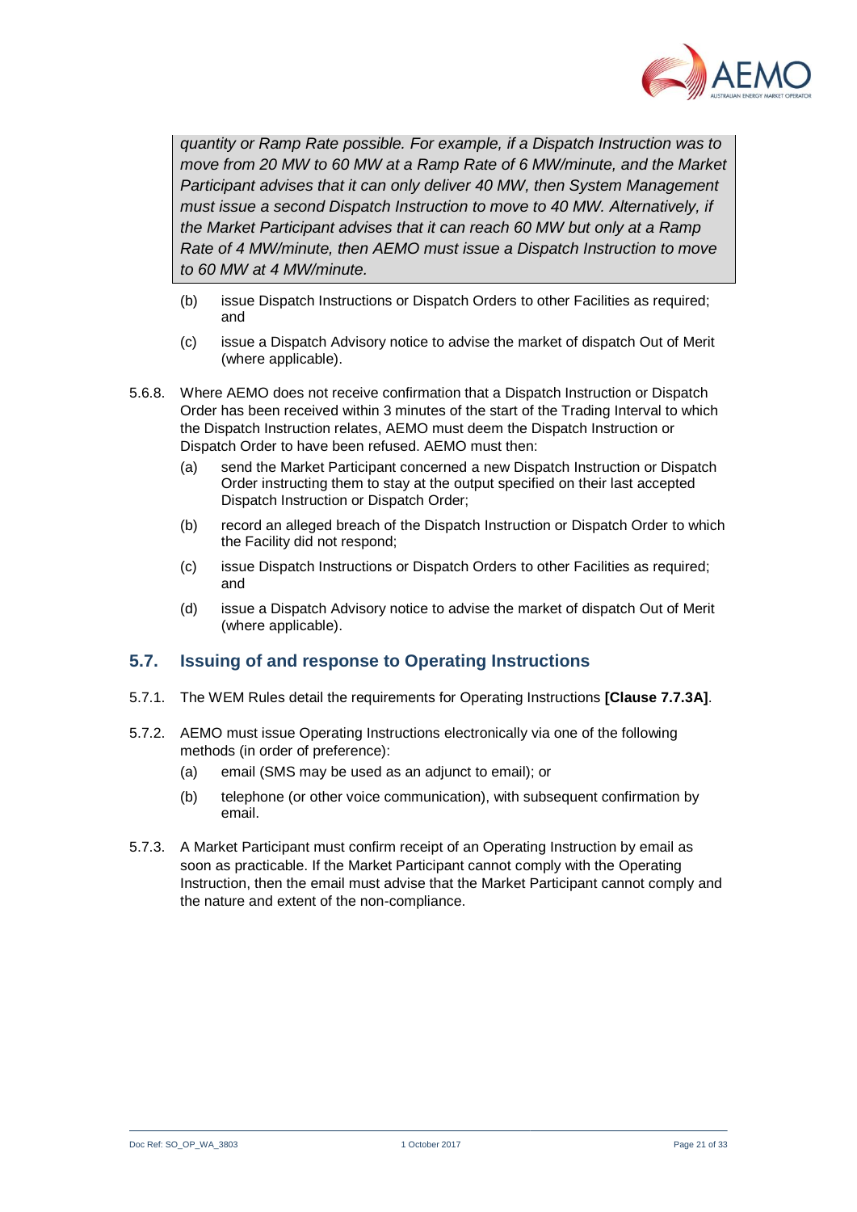> *quantity or Ramp Rate possible. For example, if a Dispatch Instruction was to move from 20 MW to 60 MW at a Ramp Rate of 6 MW/minute, and the Market Participant advises that it can only deliver 40 MW, then System Management must issue a second Dispatch Instruction to move to 40 MW. Alternatively, if the Market Participant advises that it can reach 60 MW but only at a Ramp Rate of 4 MW/minute, then AEMO must issue a Dispatch Instruction to move to 60 MW at 4 MW/minute.*

(b) issue Dispatch Instructions or Dispatch Orders to other Facilities as required; and

(c) issue a Dispatch Advisory notice to advise the market of dispatch Out of Merit (where applicable).

5.6.8. Where AEMO does not receive confirmation that a Dispatch Instruction or Dispatch Order has been received within 3 minutes of the start of the Trading Interval to which the Dispatch Instruction relates, AEMO must deem the Dispatch Instruction or Dispatch Order to have been refused. AEMO must then:

(a) send the Market Participant concerned a new Dispatch Instruction or Dispatch Order instructing them to stay at the output specified on their last accepted Dispatch Instruction or Dispatch Order;

(b) record an alleged breach of the Dispatch Instruction or Dispatch Order to which the Facility did not respond;

(c) issue Dispatch Instructions or Dispatch Orders to other Facilities as required; and

(d) issue a Dispatch Advisory notice to advise the market of dispatch Out of Merit (where applicable).

## 5.7. Issuing of and response to Operating Instructions

5.7.1. The WEM Rules detail the requirements for Operating Instructions **[Clause 7.7.3A]**.

5.7.2. AEMO must issue Operating Instructions electronically via one of the following methods (in order of preference):

(a) email (SMS may be used as an adjunct to email); or

(b) telephone (or other voice communication), with subsequent confirmation by email.

5.7.3. A Market Participant must confirm receipt of an Operating Instruction by email as soon as practicable. If the Market Participant cannot comply with the Operating Instruction, then the email must advise that the Market Participant cannot comply and the nature and extent of the non-compliance.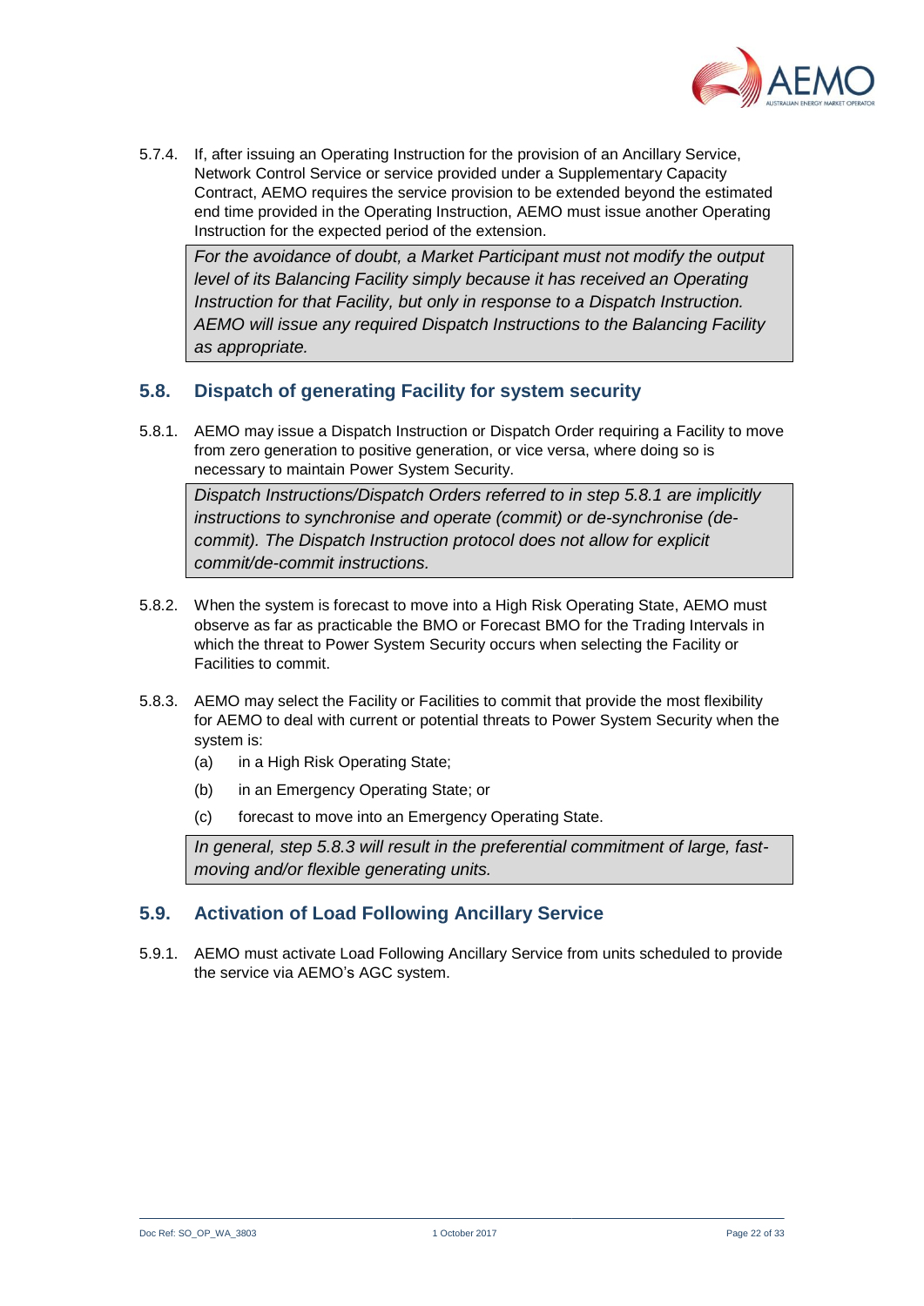5.7.4. If, after issuing an Operating Instruction for the provision of an Ancillary Service, Network Control Service or service provided under a Supplementary Capacity Contract, AEMO requires the service provision to be extended beyond the estimated end time provided in the Operating Instruction, AEMO must issue another Operating Instruction for the expected period of the extension.

> *For the avoidance of doubt, a Market Participant must not modify the output level of its Balancing Facility simply because it has received an Operating Instruction for that Facility, but only in response to a Dispatch Instruction. AEMO will issue any required Dispatch Instructions to the Balancing Facility as appropriate.*

## 5.8. Dispatch of generating Facility for system security

5.8.1. AEMO may issue a Dispatch Instruction or Dispatch Order requiring a Facility to move from zero generation to positive generation, or vice versa, where doing so is necessary to maintain Power System Security.

> *Dispatch Instructions/Dispatch Orders referred to in step 5.8.1 are implicitly instructions to synchronise and operate (commit) or de-synchronise (de-commit). The Dispatch Instruction protocol does not allow for explicit commit/de-commit instructions.*

5.8.2. When the system is forecast to move into a High Risk Operating State, AEMO must observe as far as practicable the BMO or Forecast BMO for the Trading Intervals in which the threat to Power System Security occurs when selecting the Facility or Facilities to commit.

5.8.3. AEMO may select the Facility or Facilities to commit that provide the most flexibility for AEMO to deal with current or potential threats to Power System Security when the system is:

(a) in a High Risk Operating State;

(b) in an Emergency Operating State; or

(c) forecast to move into an Emergency Operating State.

> *In general, step 5.8.3 will result in the preferential commitment of large, fast-moving and/or flexible generating units.*

## 5.9. Activation of Load Following Ancillary Service

5.9.1. AEMO must activate Load Following Ancillary Service from units scheduled to provide the service via AEMO's AGC system.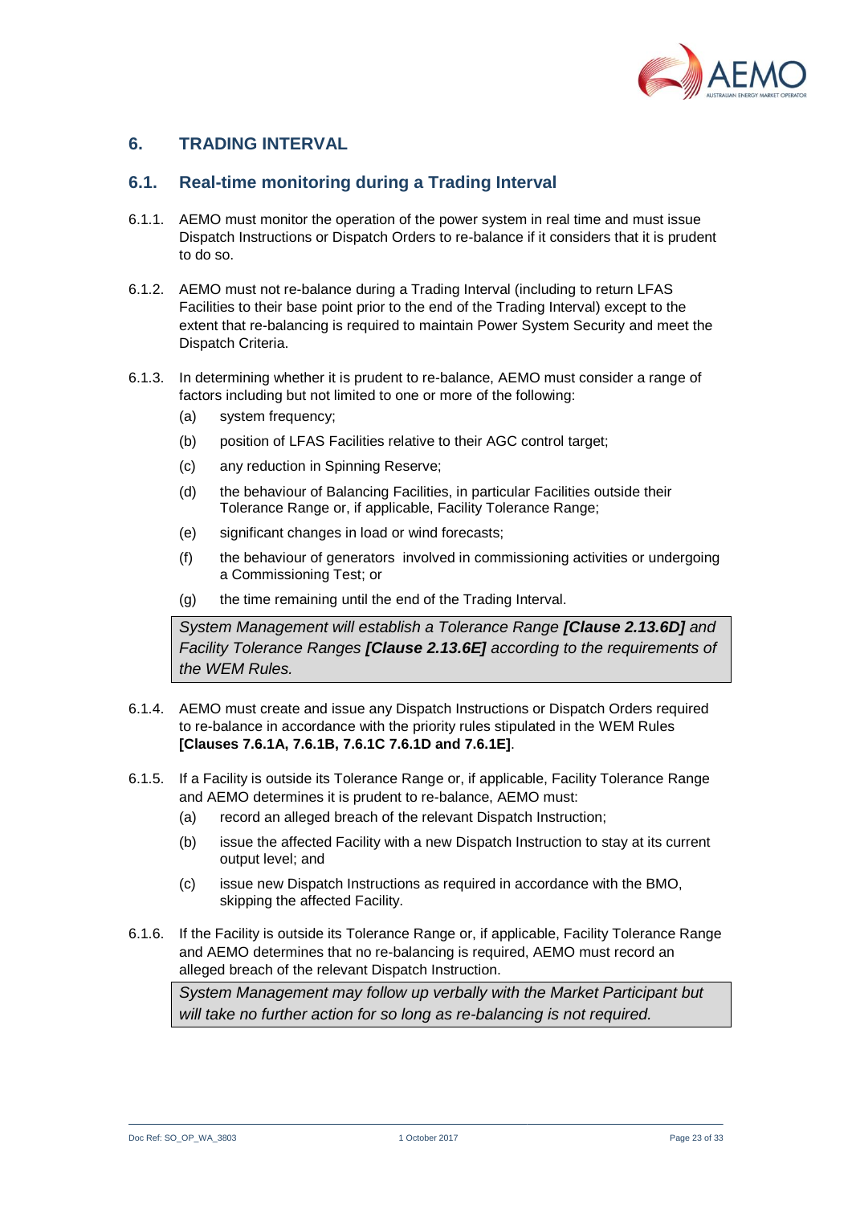# 6. TRADING INTERVAL

## 6.1. Real-time monitoring during a Trading Interval

6.1.1. AEMO must monitor the operation of the power system in real time and must issue Dispatch Instructions or Dispatch Orders to re-balance if it considers that it is prudent to do so.

6.1.2. AEMO must not re-balance during a Trading Interval (including to return LFAS Facilities to their base point prior to the end of the Trading Interval) except to the extent that re-balancing is required to maintain Power System Security and meet the Dispatch Criteria.

6.1.3. In determining whether it is prudent to re-balance, AEMO must consider a range of factors including but not limited to one or more of the following:

- (a) system frequency;
- (b) position of LFAS Facilities relative to their AGC control target;
- (c) any reduction in Spinning Reserve;
- (d) the behaviour of Balancing Facilities, in particular Facilities outside their Tolerance Range or, if applicable, Facility Tolerance Range;
- (e) significant changes in load or wind forecasts;
- (f) the behaviour of generators involved in commissioning activities or undergoing a Commissioning Test; or
- (g) the time remaining until the end of the Trading Interval.

> *System Management will establish a Tolerance Range **[Clause 2.13.6D]** and Facility Tolerance Ranges **[Clause 2.13.6E]** according to the requirements of the WEM Rules.*

6.1.4. AEMO must create and issue any Dispatch Instructions or Dispatch Orders required to re-balance in accordance with the priority rules stipulated in the WEM Rules **[Clauses 7.6.1A, 7.6.1B, 7.6.1C 7.6.1D and 7.6.1E]**.

6.1.5. If a Facility is outside its Tolerance Range or, if applicable, Facility Tolerance Range and AEMO determines it is prudent to re-balance, AEMO must:

- (a) record an alleged breach of the relevant Dispatch Instruction;
- (b) issue the affected Facility with a new Dispatch Instruction to stay at its current output level; and
- (c) issue new Dispatch Instructions as required in accordance with the BMO, skipping the affected Facility.

6.1.6. If the Facility is outside its Tolerance Range or, if applicable, Facility Tolerance Range and AEMO determines that no re-balancing is required, AEMO must record an alleged breach of the relevant Dispatch Instruction.

> *System Management may follow up verbally with the Market Participant but will take no further action for so long as re-balancing is not required.*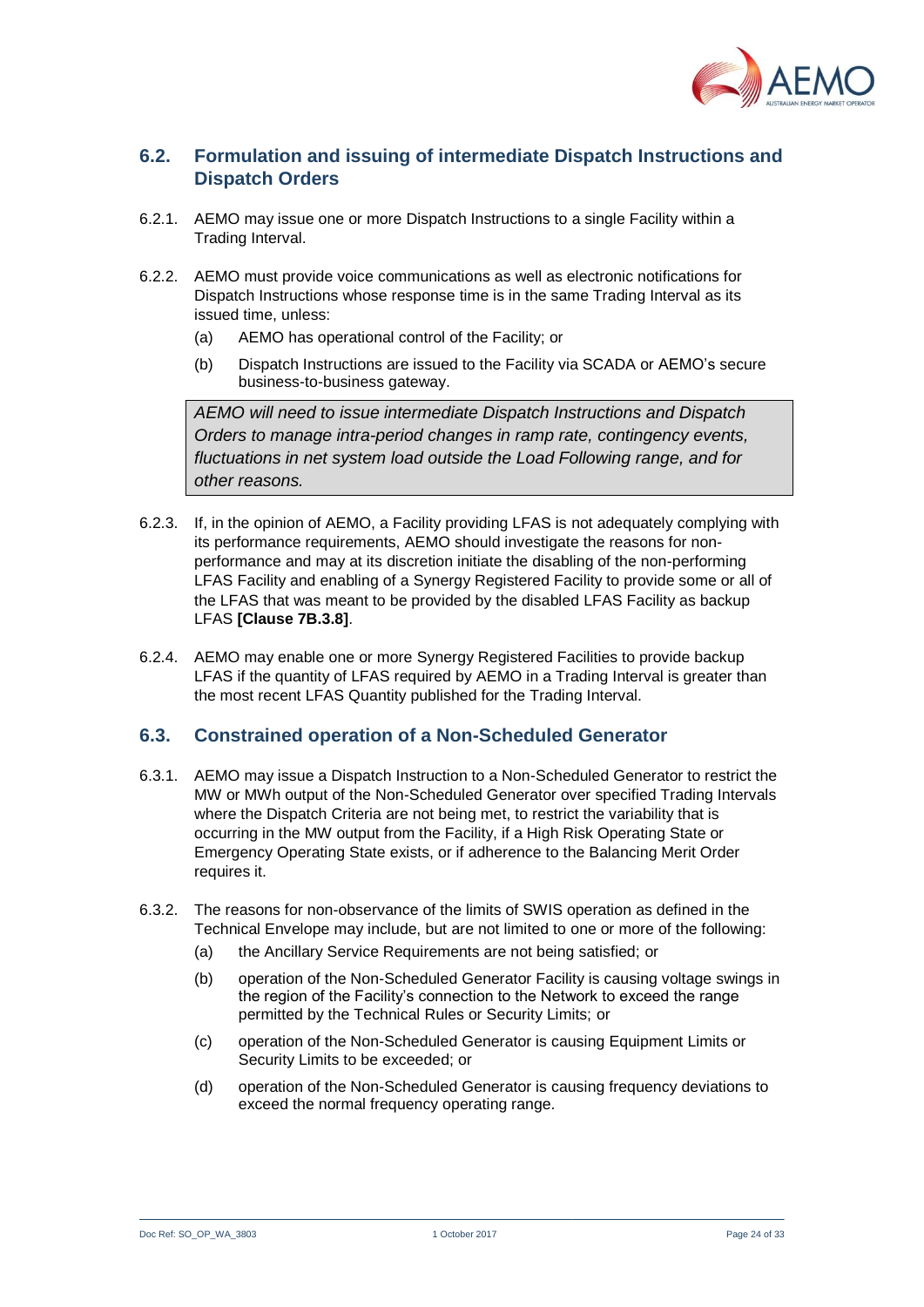## 6.2. Formulation and issuing of intermediate Dispatch Instructions and Dispatch Orders

6.2.1. AEMO may issue one or more Dispatch Instructions to a single Facility within a Trading Interval.

6.2.2. AEMO must provide voice communications as well as electronic notifications for Dispatch Instructions whose response time is in the same Trading Interval as its issued time, unless:

- (a) AEMO has operational control of the Facility; or
- (b) Dispatch Instructions are issued to the Facility via SCADA or AEMO's secure business-to-business gateway.

> *AEMO will need to issue intermediate Dispatch Instructions and Dispatch Orders to manage intra-period changes in ramp rate, contingency events, fluctuations in net system load outside the Load Following range, and for other reasons.*

6.2.3. If, in the opinion of AEMO, a Facility providing LFAS is not adequately complying with its performance requirements, AEMO should investigate the reasons for non-performance and may at its discretion initiate the disabling of the non-performing LFAS Facility and enabling of a Synergy Registered Facility to provide some or all of the LFAS that was meant to be provided by the disabled LFAS Facility as backup LFAS **[Clause 7B.3.8]**.

6.2.4. AEMO may enable one or more Synergy Registered Facilities to provide backup LFAS if the quantity of LFAS required by AEMO in a Trading Interval is greater than the most recent LFAS Quantity published for the Trading Interval.

## 6.3. Constrained operation of a Non-Scheduled Generator

6.3.1. AEMO may issue a Dispatch Instruction to a Non-Scheduled Generator to restrict the MW or MWh output of the Non-Scheduled Generator over specified Trading Intervals where the Dispatch Criteria are not being met, to restrict the variability that is occurring in the MW output from the Facility, if a High Risk Operating State or Emergency Operating State exists, or if adherence to the Balancing Merit Order requires it.

6.3.2. The reasons for non-observance of the limits of SWIS operation as defined in the Technical Envelope may include, but are not limited to one or more of the following:

- (a) the Ancillary Service Requirements are not being satisfied; or
- (b) operation of the Non-Scheduled Generator Facility is causing voltage swings in the region of the Facility's connection to the Network to exceed the range permitted by the Technical Rules or Security Limits; or
- (c) operation of the Non-Scheduled Generator is causing Equipment Limits or Security Limits to be exceeded; or
- (d) operation of the Non-Scheduled Generator is causing frequency deviations to exceed the normal frequency operating range.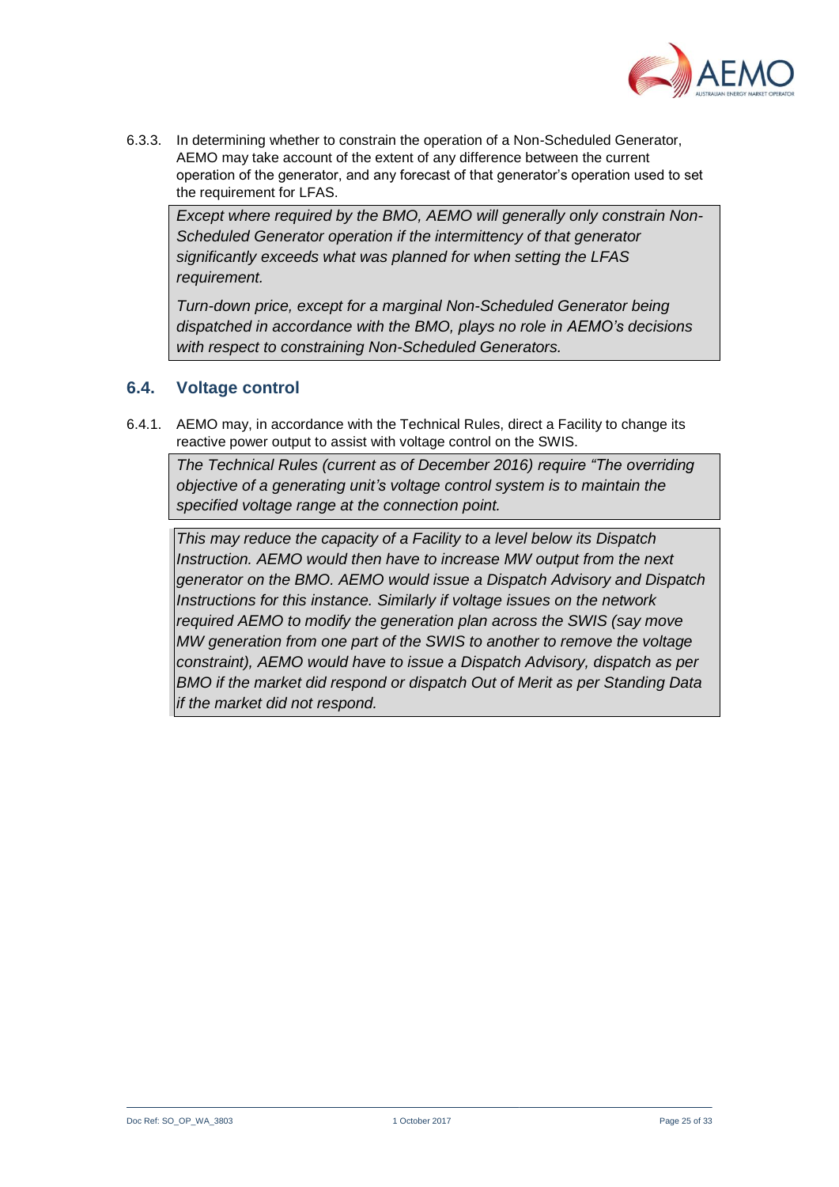6.3.3. In determining whether to constrain the operation of a Non-Scheduled Generator, AEMO may take account of the extent of any difference between the current operation of the generator, and any forecast of that generator's operation used to set the requirement for LFAS.

> *Except where required by the BMO, AEMO will generally only constrain Non-Scheduled Generator operation if the intermittency of that generator significantly exceeds what was planned for when setting the LFAS requirement.*
>
> *Turn-down price, except for a marginal Non-Scheduled Generator being dispatched in accordance with the BMO, plays no role in AEMO's decisions with respect to constraining Non-Scheduled Generators.*

## 6.4. Voltage control

6.4.1. AEMO may, in accordance with the Technical Rules, direct a Facility to change its reactive power output to assist with voltage control on the SWIS.

> *The Technical Rules (current as of December 2016) require "The overriding objective of a generating unit's voltage control system is to maintain the specified voltage range at the connection point.*

> *This may reduce the capacity of a Facility to a level below its Dispatch Instruction. AEMO would then have to increase MW output from the next generator on the BMO. AEMO would issue a Dispatch Advisory and Dispatch Instructions for this instance. Similarly if voltage issues on the network required AEMO to modify the generation plan across the SWIS (say move MW generation from one part of the SWIS to another to remove the voltage constraint), AEMO would have to issue a Dispatch Advisory, dispatch as per BMO if the market did respond or dispatch Out of Merit as per Standing Data if the market did not respond.*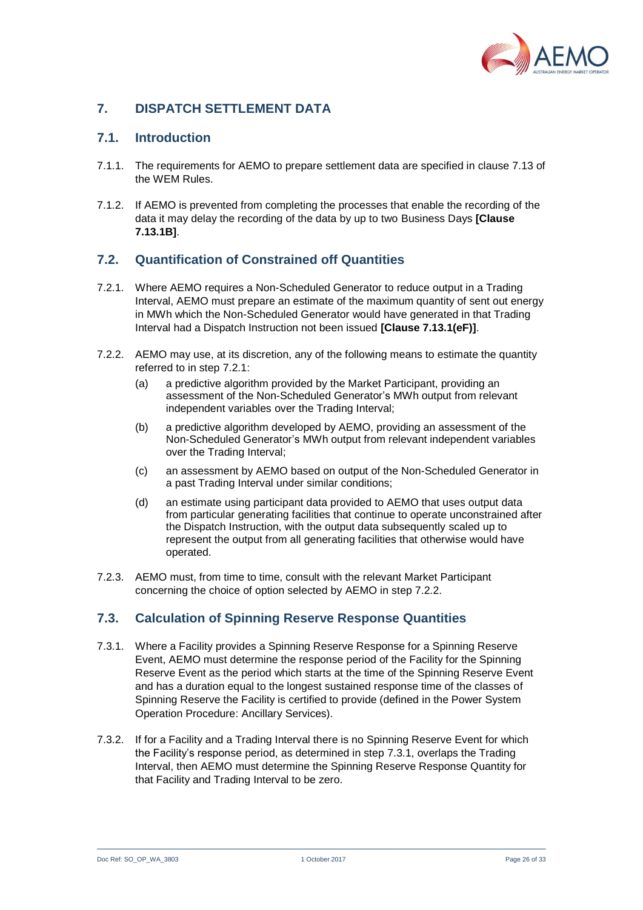## 7. DISPATCH SETTLEMENT DATA

### 7.1. Introduction

7.1.1. The requirements for AEMO to prepare settlement data are specified in clause 7.13 of the WEM Rules.

7.1.2. If AEMO is prevented from completing the processes that enable the recording of the data it may delay the recording of the data by up to two Business Days **[Clause 7.13.1B]**.

### 7.2. Quantification of Constrained off Quantities

7.2.1. Where AEMO requires a Non-Scheduled Generator to reduce output in a Trading Interval, AEMO must prepare an estimate of the maximum quantity of sent out energy in MWh which the Non-Scheduled Generator would have generated in that Trading Interval had a Dispatch Instruction not been issued **[Clause 7.13.1(eF)]**.

7.2.2. AEMO may use, at its discretion, any of the following means to estimate the quantity referred to in step 7.2.1:

(a) a predictive algorithm provided by the Market Participant, providing an assessment of the Non-Scheduled Generator's MWh output from relevant independent variables over the Trading Interval;

(b) a predictive algorithm developed by AEMO, providing an assessment of the Non-Scheduled Generator's MWh output from relevant independent variables over the Trading Interval;

(c) an assessment by AEMO based on output of the Non-Scheduled Generator in a past Trading Interval under similar conditions;

(d) an estimate using participant data provided to AEMO that uses output data from particular generating facilities that continue to operate unconstrained after the Dispatch Instruction, with the output data subsequently scaled up to represent the output from all generating facilities that otherwise would have operated.

7.2.3. AEMO must, from time to time, consult with the relevant Market Participant concerning the choice of option selected by AEMO in step 7.2.2.

### 7.3. Calculation of Spinning Reserve Response Quantities

7.3.1. Where a Facility provides a Spinning Reserve Response for a Spinning Reserve Event, AEMO must determine the response period of the Facility for the Spinning Reserve Event as the period which starts at the time of the Spinning Reserve Event and has a duration equal to the longest sustained response time of the classes of Spinning Reserve the Facility is certified to provide (defined in the Power System Operation Procedure: Ancillary Services).

7.3.2. If for a Facility and a Trading Interval there is no Spinning Reserve Event for which the Facility's response period, as determined in step 7.3.1, overlaps the Trading Interval, then AEMO must determine the Spinning Reserve Response Quantity for that Facility and Trading Interval to be zero.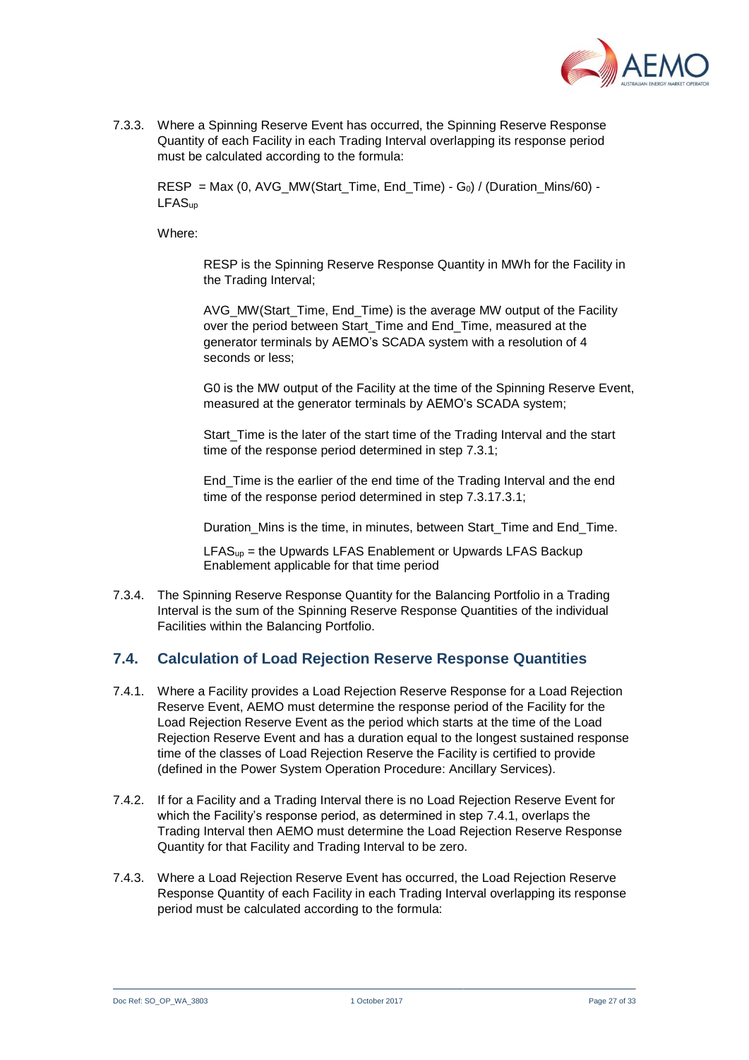7.3.3. Where a Spinning Reserve Event has occurred, the Spinning Reserve Response Quantity of each Facility in each Trading Interval overlapping its response period must be calculated according to the formula:

$RESP = Max(0, AVG\_MW(Start\_Time, End\_Time) - G_0) / (Duration\_Mins/60) - LFAS_{up}$

Where:

RESP is the Spinning Reserve Response Quantity in MWh for the Facility in the Trading Interval;

AVG_MW(Start_Time, End_Time) is the average MW output of the Facility over the period between Start_Time and End_Time, measured at the generator terminals by AEMO's SCADA system with a resolution of 4 seconds or less;

G0 is the MW output of the Facility at the time of the Spinning Reserve Event, measured at the generator terminals by AEMO's SCADA system;

Start_Time is the later of the start time of the Trading Interval and the start time of the response period determined in step 7.3.1;

End_Time is the earlier of the end time of the Trading Interval and the end time of the response period determined in step 7.3.17.3.1;

Duration_Mins is the time, in minutes, between Start_Time and End_Time.

$LFAS_{up}$ = the Upwards LFAS Enablement or Upwards LFAS Backup Enablement applicable for that time period

7.3.4. The Spinning Reserve Response Quantity for the Balancing Portfolio in a Trading Interval is the sum of the Spinning Reserve Response Quantities of the individual Facilities within the Balancing Portfolio.

## 7.4. Calculation of Load Rejection Reserve Response Quantities

7.4.1. Where a Facility provides a Load Rejection Reserve Response for a Load Rejection Reserve Event, AEMO must determine the response period of the Facility for the Load Rejection Reserve Event as the period which starts at the time of the Load Rejection Reserve Event and has a duration equal to the longest sustained response time of the classes of Load Rejection Reserve the Facility is certified to provide (defined in the Power System Operation Procedure: Ancillary Services).

7.4.2. If for a Facility and a Trading Interval there is no Load Rejection Reserve Event for which the Facility's response period, as determined in step 7.4.1, overlaps the Trading Interval then AEMO must determine the Load Rejection Reserve Response Quantity for that Facility and Trading Interval to be zero.

7.4.3. Where a Load Rejection Reserve Event has occurred, the Load Rejection Reserve Response Quantity of each Facility in each Trading Interval overlapping its response period must be calculated according to the formula: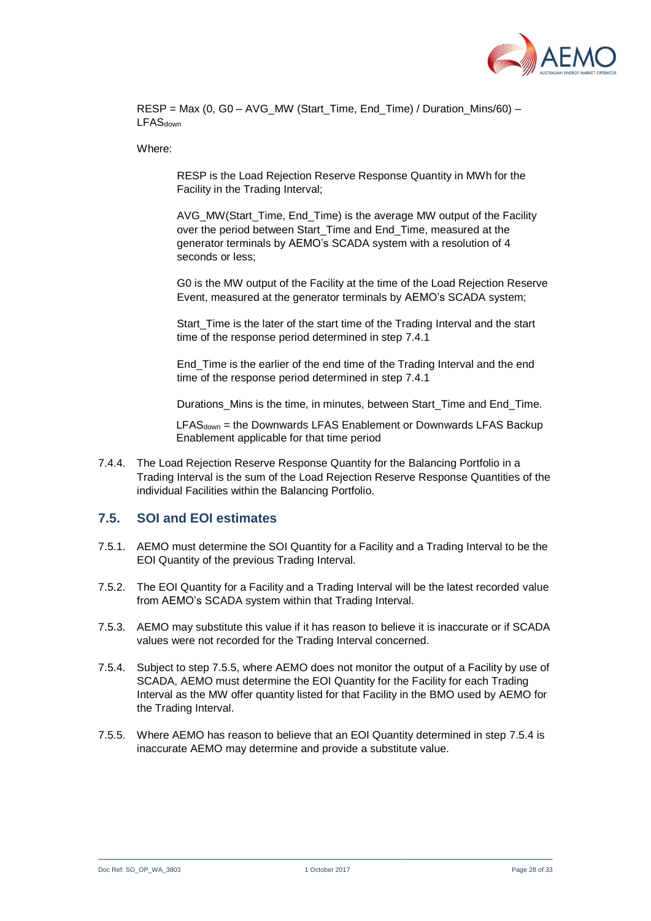RESP = Max (0, G0 – AVG_MW (Start_Time, End_Time) / Duration_Mins/60) – $LFAS_{down}$

Where:

RESP is the Load Rejection Reserve Response Quantity in MWh for the Facility in the Trading Interval;

AVG_MW(Start_Time, End_Time) is the average MW output of the Facility over the period between Start_Time and End_Time, measured at the generator terminals by AEMO's SCADA system with a resolution of 4 seconds or less;

G0 is the MW output of the Facility at the time of the Load Rejection Reserve Event, measured at the generator terminals by AEMO's SCADA system;

Start_Time is the later of the start time of the Trading Interval and the start time of the response period determined in step 7.4.1

End_Time is the earlier of the end time of the Trading Interval and the end time of the response period determined in step 7.4.1

Durations_Mins is the time, in minutes, between Start_Time and End_Time.

$LFAS_{down}$ = the Downwards LFAS Enablement or Downwards LFAS Backup Enablement applicable for that time period

7.4.4. The Load Rejection Reserve Response Quantity for the Balancing Portfolio in a Trading Interval is the sum of the Load Rejection Reserve Response Quantities of the individual Facilities within the Balancing Portfolio.

## 7.5. SOI and EOI estimates

7.5.1. AEMO must determine the SOI Quantity for a Facility and a Trading Interval to be the EOI Quantity of the previous Trading Interval.

7.5.2. The EOI Quantity for a Facility and a Trading Interval will be the latest recorded value from AEMO's SCADA system within that Trading Interval.

7.5.3. AEMO may substitute this value if it has reason to believe it is inaccurate or if SCADA values were not recorded for the Trading Interval concerned.

7.5.4. Subject to step 7.5.5, where AEMO does not monitor the output of a Facility by use of SCADA, AEMO must determine the EOI Quantity for the Facility for each Trading Interval as the MW offer quantity listed for that Facility in the BMO used by AEMO for the Trading Interval.

7.5.5. Where AEMO has reason to believe that an EOI Quantity determined in step 7.5.4 is inaccurate AEMO may determine and provide a substitute value.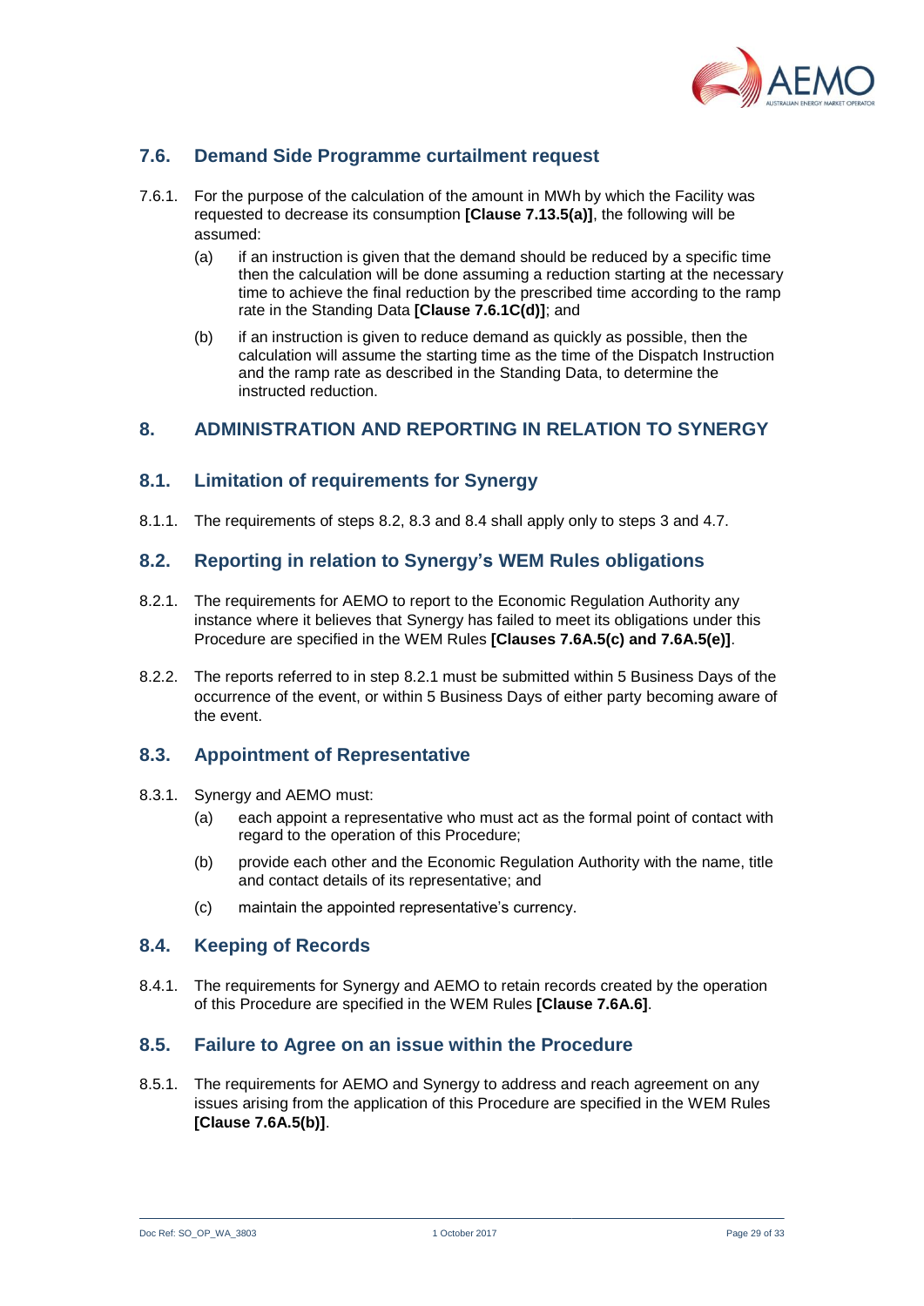## 7.6. Demand Side Programme curtailment request

7.6.1. For the purpose of the calculation of the amount in MWh by which the Facility was requested to decrease its consumption **[Clause 7.13.5(a)]**, the following will be assumed:

(a) if an instruction is given that the demand should be reduced by a specific time then the calculation will be done assuming a reduction starting at the necessary time to achieve the final reduction by the prescribed time according to the ramp rate in the Standing Data **[Clause 7.6.1C(d)]**; and

(b) if an instruction is given to reduce demand as quickly as possible, then the calculation will assume the starting time as the time of the Dispatch Instruction and the ramp rate as described in the Standing Data, to determine the instructed reduction.

# 8. ADMINISTRATION AND REPORTING IN RELATION TO SYNERGY

## 8.1. Limitation of requirements for Synergy

8.1.1. The requirements of steps 8.2, 8.3 and 8.4 shall apply only to steps 3 and 4.7.

## 8.2. Reporting in relation to Synergy's WEM Rules obligations

8.2.1. The requirements for AEMO to report to the Economic Regulation Authority any instance where it believes that Synergy has failed to meet its obligations under this Procedure are specified in the WEM Rules **[Clauses 7.6A.5(c) and 7.6A.5(e)]**.

8.2.2. The reports referred to in step 8.2.1 must be submitted within 5 Business Days of the occurrence of the event, or within 5 Business Days of either party becoming aware of the event.

## 8.3. Appointment of Representative

8.3.1. Synergy and AEMO must:

(a) each appoint a representative who must act as the formal point of contact with regard to the operation of this Procedure;

(b) provide each other and the Economic Regulation Authority with the name, title and contact details of its representative; and

(c) maintain the appointed representative's currency.

## 8.4. Keeping of Records

8.4.1. The requirements for Synergy and AEMO to retain records created by the operation of this Procedure are specified in the WEM Rules **[Clause 7.6A.6]**.

## 8.5. Failure to Agree on an issue within the Procedure

8.5.1. The requirements for AEMO and Synergy to address and reach agreement on any issues arising from the application of this Procedure are specified in the WEM Rules **[Clause 7.6A.5(b)]**.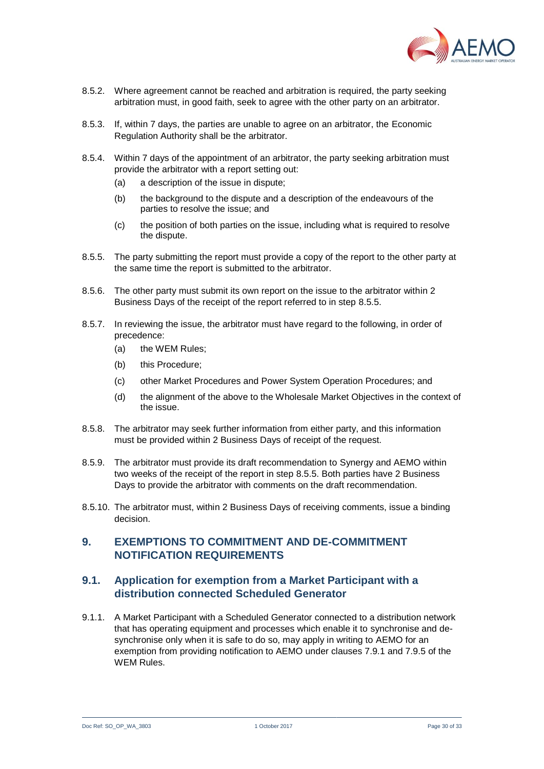8.5.2. Where agreement cannot be reached and arbitration is required, the party seeking arbitration must, in good faith, seek to agree with the other party on an arbitrator.

8.5.3. If, within 7 days, the parties are unable to agree on an arbitrator, the Economic Regulation Authority shall be the arbitrator.

8.5.4. Within 7 days of the appointment of an arbitrator, the party seeking arbitration must provide the arbitrator with a report setting out:

(a) a description of the issue in dispute;

(b) the background to the dispute and a description of the endeavours of the parties to resolve the issue; and

(c) the position of both parties on the issue, including what is required to resolve the dispute.

8.5.5. The party submitting the report must provide a copy of the report to the other party at the same time the report is submitted to the arbitrator.

8.5.6. The other party must submit its own report on the issue to the arbitrator within 2 Business Days of the receipt of the report referred to in step 8.5.5.

8.5.7. In reviewing the issue, the arbitrator must have regard to the following, in order of precedence:

(a) the WEM Rules;

(b) this Procedure;

(c) other Market Procedures and Power System Operation Procedures; and

(d) the alignment of the above to the Wholesale Market Objectives in the context of the issue.

8.5.8. The arbitrator may seek further information from either party, and this information must be provided within 2 Business Days of receipt of the request.

8.5.9. The arbitrator must provide its draft recommendation to Synergy and AEMO within two weeks of the receipt of the report in step 8.5.5. Both parties have 2 Business Days to provide the arbitrator with comments on the draft recommendation.

8.5.10. The arbitrator must, within 2 Business Days of receiving comments, issue a binding decision.

# 9. EXEMPTIONS TO COMMITMENT AND DE-COMMITMENT NOTIFICATION REQUIREMENTS

## 9.1. Application for exemption from a Market Participant with a distribution connected Scheduled Generator

9.1.1. A Market Participant with a Scheduled Generator connected to a distribution network that has operating equipment and processes which enable it to synchronise and de-synchronise only when it is safe to do so, may apply in writing to AEMO for an exemption from providing notification to AEMO under clauses 7.9.1 and 7.9.5 of the WEM Rules.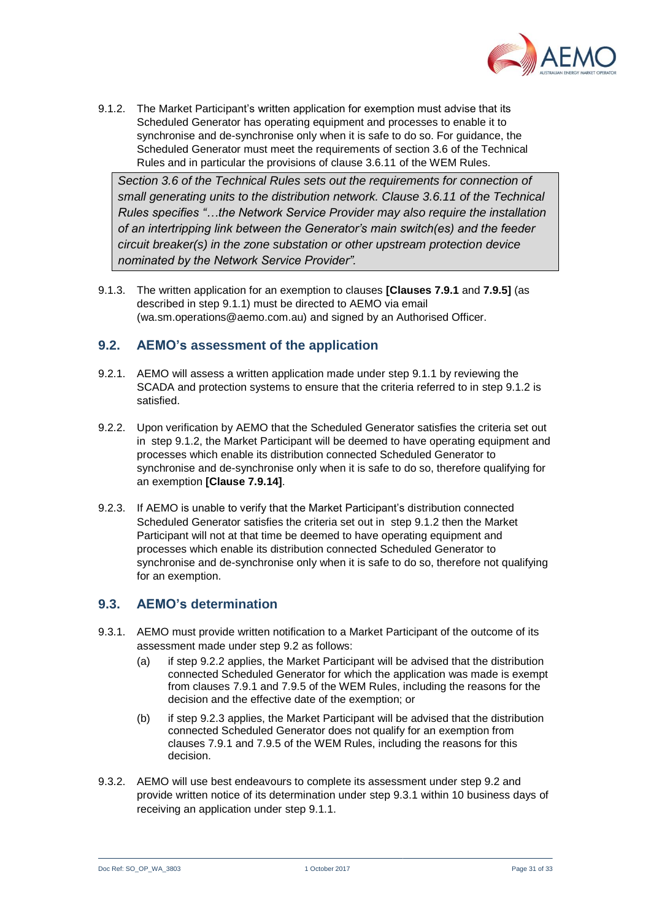9.1.2. The Market Participant's written application for exemption must advise that its Scheduled Generator has operating equipment and processes to enable it to synchronise and de-synchronise only when it is safe to do so. For guidance, the Scheduled Generator must meet the requirements of section 3.6 of the Technical Rules and in particular the provisions of clause 3.6.11 of the WEM Rules.

> *Section 3.6 of the Technical Rules sets out the requirements for connection of small generating units to the distribution network. Clause 3.6.11 of the Technical Rules specifies "…the Network Service Provider may also require the installation of an intertripping link between the Generator's main switch(es) and the feeder circuit breaker(s) in the zone substation or other upstream protection device nominated by the Network Service Provider".*

9.1.3. The written application for an exemption to clauses **[Clauses 7.9.1** and **7.9.5]** (as described in step 9.1.1) must be directed to AEMO via email (wa.sm.operations@aemo.com.au) and signed by an Authorised Officer.

## 9.2. AEMO's assessment of the application

9.2.1. AEMO will assess a written application made under step 9.1.1 by reviewing the SCADA and protection systems to ensure that the criteria referred to in step 9.1.2 is satisfied.

9.2.2. Upon verification by AEMO that the Scheduled Generator satisfies the criteria set out in step 9.1.2, the Market Participant will be deemed to have operating equipment and processes which enable its distribution connected Scheduled Generator to synchronise and de-synchronise only when it is safe to do so, therefore qualifying for an exemption **[Clause 7.9.14]**.

9.2.3. If AEMO is unable to verify that the Market Participant's distribution connected Scheduled Generator satisfies the criteria set out in step 9.1.2 then the Market Participant will not at that time be deemed to have operating equipment and processes which enable its distribution connected Scheduled Generator to synchronise and de-synchronise only when it is safe to do so, therefore not qualifying for an exemption.

## 9.3. AEMO's determination

9.3.1. AEMO must provide written notification to a Market Participant of the outcome of its assessment made under step 9.2 as follows:

(a) if step 9.2.2 applies, the Market Participant will be advised that the distribution connected Scheduled Generator for which the application was made is exempt from clauses 7.9.1 and 7.9.5 of the WEM Rules, including the reasons for the decision and the effective date of the exemption; or

(b) if step 9.2.3 applies, the Market Participant will be advised that the distribution connected Scheduled Generator does not qualify for an exemption from clauses 7.9.1 and 7.9.5 of the WEM Rules, including the reasons for this decision.

9.3.2. AEMO will use best endeavours to complete its assessment under step 9.2 and provide written notice of its determination under step 9.3.1 within 10 business days of receiving an application under step 9.1.1.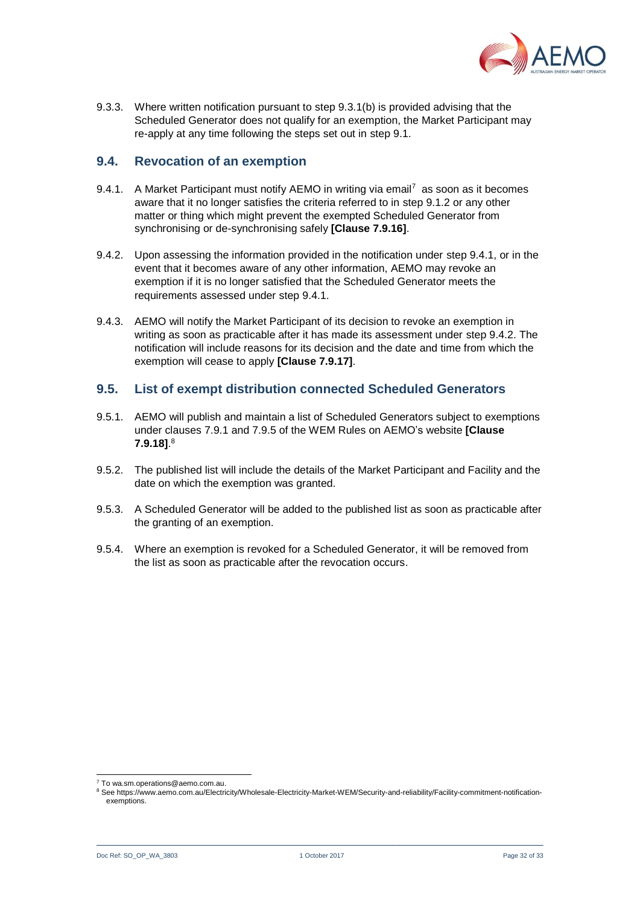9.3.3. Where written notification pursuant to step 9.3.1(b) is provided advising that the Scheduled Generator does not qualify for an exemption, the Market Participant may re-apply at any time following the steps set out in step 9.1.

## 9.4. Revocation of an exemption

9.4.1. A Market Participant must notify AEMO in writing via email[7] as soon as it becomes aware that it no longer satisfies the criteria referred to in step 9.1.2 or any other matter or thing which might prevent the exempted Scheduled Generator from synchronising or de-synchronising safely **[Clause 7.9.16]**.

9.4.2. Upon assessing the information provided in the notification under step 9.4.1, or in the event that it becomes aware of any other information, AEMO may revoke an exemption if it is no longer satisfied that the Scheduled Generator meets the requirements assessed under step 9.4.1.

9.4.3. AEMO will notify the Market Participant of its decision to revoke an exemption in writing as soon as practicable after it has made its assessment under step 9.4.2. The notification will include reasons for its decision and the date and time from which the exemption will cease to apply **[Clause 7.9.17]**.

## 9.5. List of exempt distribution connected Scheduled Generators

9.5.1. AEMO will publish and maintain a list of Scheduled Generators subject to exemptions under clauses 7.9.1 and 7.9.5 of the WEM Rules on AEMO's website **[Clause 7.9.18]**.[8]

9.5.2. The published list will include the details of the Market Participant and Facility and the date on which the exemption was granted.

9.5.3. A Scheduled Generator will be added to the published list as soon as practicable after the granting of an exemption.

9.5.4. Where an exemption is revoked for a Scheduled Generator, it will be removed from the list as soon as practicable after the revocation occurs.

---

[7] To wa.sm.operations@aemo.com.au.

[8] See https://www.aemo.com.au/Electricity/Wholesale-Electricity-Market-WEM/Security-and-reliability/Facility-commitment-notification-exemptions.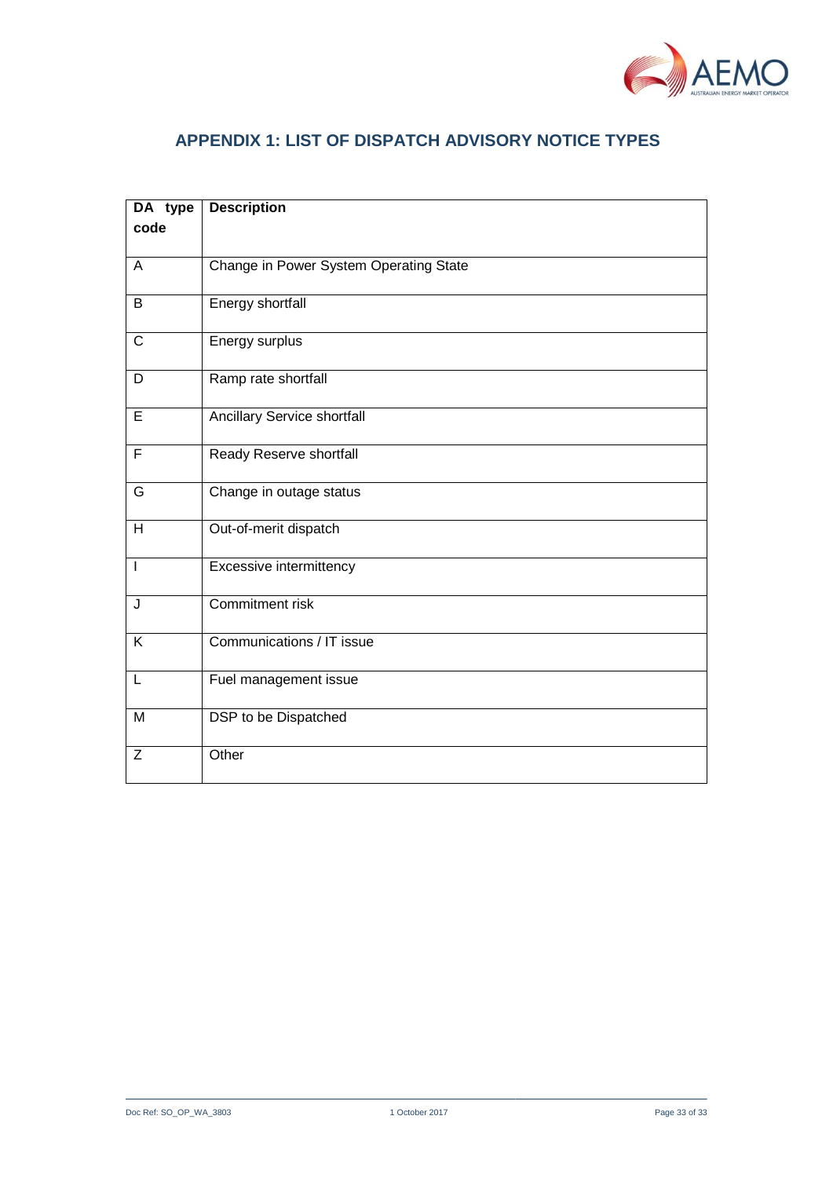# APPENDIX 1: LIST OF DISPATCH ADVISORY NOTICE TYPES

| DA type code | Description |
|---|---|
| A | Change in Power System Operating State |
| B | Energy shortfall |
| C | Energy surplus |
| D | Ramp rate shortfall |
| E | Ancillary Service shortfall |
| F | Ready Reserve shortfall |
| G | Change in outage status |
| H | Out-of-merit dispatch |
| I | Excessive intermittency |
| J | Commitment risk |
| K | Communications / IT issue |
| L | Fuel management issue |
| M | DSP to be Dispatched |
| Z | Other |